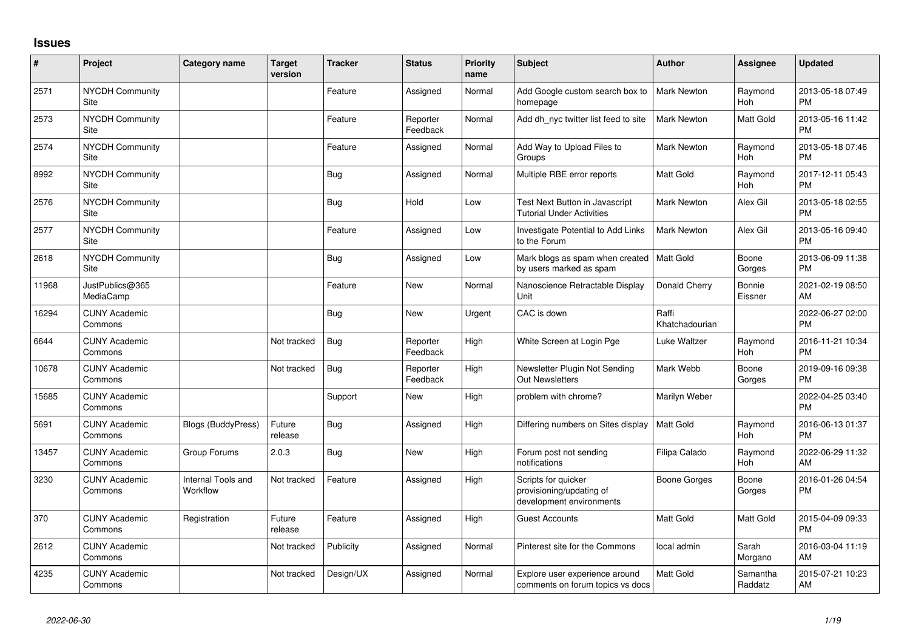# Issues

| # | Project | Category name | Target version | Tracker | Status | Priority name | Subject | Author | Assignee | Updated |
|---|---|---|---|---|---|---|---|---|---|---|
| 2571 | NYCDH Community Site | | | Feature | Assigned | Normal | Add Google custom search box to homepage | Mark Newton | Raymond Hoh | 2013-05-18 07:49 PM |
| 2573 | NYCDH Community Site | | | Feature | Reporter Feedback | Normal | Add dh_nyc twitter list feed to site | Mark Newton | Matt Gold | 2013-05-16 11:42 PM |
| 2574 | NYCDH Community Site | | | Feature | Assigned | Normal | Add Way to Upload Files to Groups | Mark Newton | Raymond Hoh | 2013-05-18 07:46 PM |
| 8992 | NYCDH Community Site | | | Bug | Assigned | Normal | Multiple RBE error reports | Matt Gold | Raymond Hoh | 2017-12-11 05:43 PM |
| 2576 | NYCDH Community Site | | | Bug | Hold | Low | Test Next Button in Javascript Tutorial Under Activities | Mark Newton | Alex Gil | 2013-05-18 02:55 PM |
| 2577 | NYCDH Community Site | | | Feature | Assigned | Low | Investigate Potential to Add Links to the Forum | Mark Newton | Alex Gil | 2013-05-16 09:40 PM |
| 2618 | NYCDH Community Site | | | Bug | Assigned | Low | Mark blogs as spam when created by users marked as spam | Matt Gold | Boone Gorges | 2013-06-09 11:38 PM |
| 11968 | JustPublics@365 MediaCamp | | | Feature | New | Normal | Nanoscience Retractable Display Unit | Donald Cherry | Bonnie Eissner | 2021-02-19 08:50 AM |
| 16294 | CUNY Academic Commons | | | Bug | New | Urgent | CAC is down | Raffi Khatchadourian | | 2022-06-27 02:00 PM |
| 6644 | CUNY Academic Commons | | Not tracked | Bug | Reporter Feedback | High | White Screen at Login Pge | Luke Waltzer | Raymond Hoh | 2016-11-21 10:34 PM |
| 10678 | CUNY Academic Commons | | Not tracked | Bug | Reporter Feedback | High | Newsletter Plugin Not Sending Out Newsletters | Mark Webb | Boone Gorges | 2019-09-16 09:38 PM |
| 15685 | CUNY Academic Commons | | | Support | New | High | problem with chrome? | Marilyn Weber | | 2022-04-25 03:40 PM |
| 5691 | CUNY Academic Commons | Blogs (BuddyPress) | Future release | Bug | Assigned | High | Differing numbers on Sites display | Matt Gold | Raymond Hoh | 2016-06-13 01:37 PM |
| 13457 | CUNY Academic Commons | Group Forums | 2.0.3 | Bug | New | High | Forum post not sending notifications | Filipa Calado | Raymond Hoh | 2022-06-29 11:32 AM |
| 3230 | CUNY Academic Commons | Internal Tools and Workflow | Not tracked | Feature | Assigned | High | Scripts for quicker provisioning/updating of development environments | Boone Gorges | Boone Gorges | 2016-01-26 04:54 PM |
| 370 | CUNY Academic Commons | Registration | Future release | Feature | Assigned | High | Guest Accounts | Matt Gold | Matt Gold | 2015-04-09 09:33 PM |
| 2612 | CUNY Academic Commons | | Not tracked | Publicity | Assigned | Normal | Pinterest site for the Commons | local admin | Sarah Morgano | 2016-03-04 11:19 AM |
| 4235 | CUNY Academic Commons | | Not tracked | Design/UX | Assigned | Normal | Explore user experience around comments on forum topics vs docs | Matt Gold | Samantha Raddatz | 2015-07-21 10:23 AM |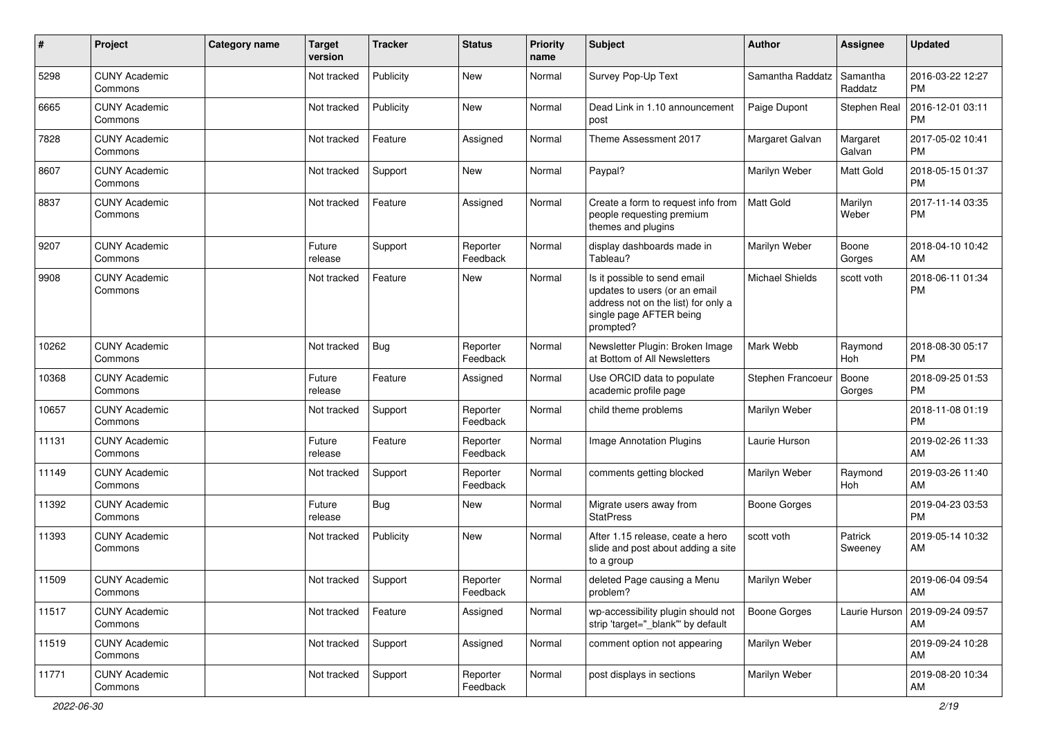| # | Project | Category name | Target version | Tracker | Status | Priority name | Subject | Author | Assignee | Updated |
|---|---|---|---|---|---|---|---|---|---|---|
| 5298 | CUNY Academic Commons | | Not tracked | Publicity | New | Normal | Survey Pop-Up Text | Samantha Raddatz | Samantha Raddatz | 2016-03-22 12:27 PM |
| 6665 | CUNY Academic Commons | | Not tracked | Publicity | New | Normal | Dead Link in 1.10 announcement post | Paige Dupont | Stephen Real | 2016-12-01 03:11 PM |
| 7828 | CUNY Academic Commons | | Not tracked | Feature | Assigned | Normal | Theme Assessment 2017 | Margaret Galvan | Margaret Galvan | 2017-05-02 10:41 PM |
| 8607 | CUNY Academic Commons | | Not tracked | Support | New | Normal | Paypal? | Marilyn Weber | Matt Gold | 2018-05-15 01:37 PM |
| 8837 | CUNY Academic Commons | | Not tracked | Feature | Assigned | Normal | Create a form to request info from people requesting premium themes and plugins | Matt Gold | Marilyn Weber | 2017-11-14 03:35 PM |
| 9207 | CUNY Academic Commons | | Future release | Support | Reporter Feedback | Normal | display dashboards made in Tableau? | Marilyn Weber | Boone Gorges | 2018-04-10 10:42 AM |
| 9908 | CUNY Academic Commons | | Not tracked | Feature | New | Normal | Is it possible to send email updates to users (or an email address not on the list) for only a single page AFTER being prompted? | Michael Shields | scott voth | 2018-06-11 01:34 PM |
| 10262 | CUNY Academic Commons | | Not tracked | Bug | Reporter Feedback | Normal | Newsletter Plugin: Broken Image at Bottom of All Newsletters | Mark Webb | Raymond Hoh | 2018-08-30 05:17 PM |
| 10368 | CUNY Academic Commons | | Future release | Feature | Assigned | Normal | Use ORCID data to populate academic profile page | Stephen Francoeur | Boone Gorges | 2018-09-25 01:53 PM |
| 10657 | CUNY Academic Commons | | Not tracked | Support | Reporter Feedback | Normal | child theme problems | Marilyn Weber | | 2018-11-08 01:19 PM |
| 11131 | CUNY Academic Commons | | Future release | Feature | Reporter Feedback | Normal | Image Annotation Plugins | Laurie Hurson | | 2019-02-26 11:33 AM |
| 11149 | CUNY Academic Commons | | Not tracked | Support | Reporter Feedback | Normal | comments getting blocked | Marilyn Weber | Raymond Hoh | 2019-03-26 11:40 AM |
| 11392 | CUNY Academic Commons | | Future release | Bug | New | Normal | Migrate users away from StatPress | Boone Gorges | | 2019-04-23 03:53 PM |
| 11393 | CUNY Academic Commons | | Not tracked | Publicity | New | Normal | After 1.15 release, ceate a hero slide and post about adding a site to a group | scott voth | Patrick Sweeney | 2019-05-14 10:32 AM |
| 11509 | CUNY Academic Commons | | Not tracked | Support | Reporter Feedback | Normal | deleted Page causing a Menu problem? | Marilyn Weber | | 2019-06-04 09:54 AM |
| 11517 | CUNY Academic Commons | | Not tracked | Feature | Assigned | Normal | wp-accessibility plugin should not strip 'target="_blank"' by default | Boone Gorges | Laurie Hurson | 2019-09-24 09:57 AM |
| 11519 | CUNY Academic Commons | | Not tracked | Support | Assigned | Normal | comment option not appearing | Marilyn Weber | | 2019-09-24 10:28 AM |
| 11771 | CUNY Academic Commons | | Not tracked | Support | Reporter Feedback | Normal | post displays in sections | Marilyn Weber | | 2019-08-20 10:34 AM |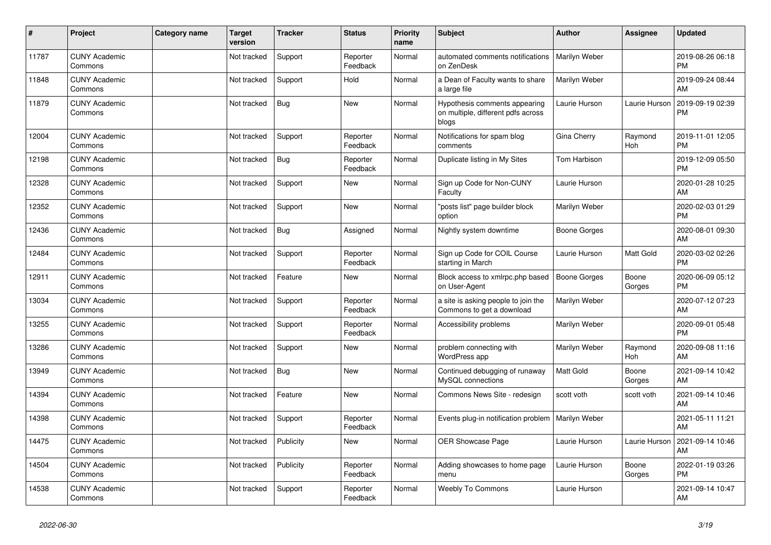| # | Project | Category name | Target version | Tracker | Status | Priority name | Subject | Author | Assignee | Updated |
|---|---|---|---|---|---|---|---|---|---|---|
| 11787 | CUNY Academic Commons | | Not tracked | Support | Reporter Feedback | Normal | automated comments notifications on ZenDesk | Marilyn Weber | | 2019-08-26 06:18 PM |
| 11848 | CUNY Academic Commons | | Not tracked | Support | Hold | Normal | a Dean of Faculty wants to share a large file | Marilyn Weber | | 2019-09-24 08:44 AM |
| 11879 | CUNY Academic Commons | | Not tracked | Bug | New | Normal | Hypothesis comments appearing on multiple, different pdfs across blogs | Laurie Hurson | Laurie Hurson | 2019-09-19 02:39 PM |
| 12004 | CUNY Academic Commons | | Not tracked | Support | Reporter Feedback | Normal | Notifications for spam blog comments | Gina Cherry | Raymond Hoh | 2019-11-01 12:05 PM |
| 12198 | CUNY Academic Commons | | Not tracked | Bug | Reporter Feedback | Normal | Duplicate listing in My Sites | Tom Harbison | | 2019-12-09 05:50 PM |
| 12328 | CUNY Academic Commons | | Not tracked | Support | New | Normal | Sign up Code for Non-CUNY Faculty | Laurie Hurson | | 2020-01-28 10:25 AM |
| 12352 | CUNY Academic Commons | | Not tracked | Support | New | Normal | "posts list" page builder block option | Marilyn Weber | | 2020-02-03 01:29 PM |
| 12436 | CUNY Academic Commons | | Not tracked | Bug | Assigned | Normal | Nightly system downtime | Boone Gorges | | 2020-08-01 09:30 AM |
| 12484 | CUNY Academic Commons | | Not tracked | Support | Reporter Feedback | Normal | Sign up Code for COIL Course starting in March | Laurie Hurson | Matt Gold | 2020-03-02 02:26 PM |
| 12911 | CUNY Academic Commons | | Not tracked | Feature | New | Normal | Block access to xmlrpc.php based on User-Agent | Boone Gorges | Boone Gorges | 2020-06-09 05:12 PM |
| 13034 | CUNY Academic Commons | | Not tracked | Support | Reporter Feedback | Normal | a site is asking people to join the Commons to get a download | Marilyn Weber | | 2020-07-12 07:23 AM |
| 13255 | CUNY Academic Commons | | Not tracked | Support | Reporter Feedback | Normal | Accessibility problems | Marilyn Weber | | 2020-09-01 05:48 PM |
| 13286 | CUNY Academic Commons | | Not tracked | Support | New | Normal | problem connecting with WordPress app | Marilyn Weber | Raymond Hoh | 2020-09-08 11:16 AM |
| 13949 | CUNY Academic Commons | | Not tracked | Bug | New | Normal | Continued debugging of runaway MySQL connections | Matt Gold | Boone Gorges | 2021-09-14 10:42 AM |
| 14394 | CUNY Academic Commons | | Not tracked | Feature | New | Normal | Commons News Site - redesign | scott voth | scott voth | 2021-09-14 10:46 AM |
| 14398 | CUNY Academic Commons | | Not tracked | Support | Reporter Feedback | Normal | Events plug-in notification problem | Marilyn Weber | | 2021-05-11 11:21 AM |
| 14475 | CUNY Academic Commons | | Not tracked | Publicity | New | Normal | OER Showcase Page | Laurie Hurson | Laurie Hurson | 2021-09-14 10:46 AM |
| 14504 | CUNY Academic Commons | | Not tracked | Publicity | Reporter Feedback | Normal | Adding showcases to home page menu | Laurie Hurson | Boone Gorges | 2022-01-19 03:26 PM |
| 14538 | CUNY Academic Commons | | Not tracked | Support | Reporter Feedback | Normal | Weebly To Commons | Laurie Hurson | | 2021-09-14 10:47 AM |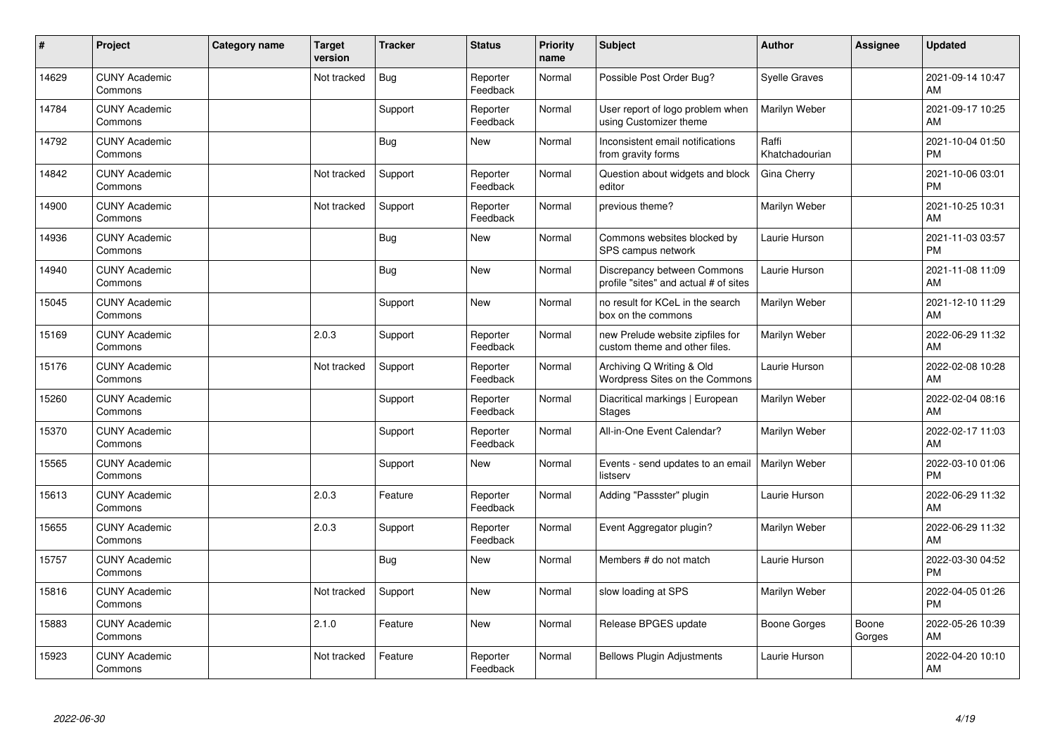| # | Project | Category name | Target version | Tracker | Status | Priority name | Subject | Author | Assignee | Updated |
|---|---|---|---|---|---|---|---|---|---|---|
| 14629 | CUNY Academic Commons | | Not tracked | Bug | Reporter Feedback | Normal | Possible Post Order Bug? | Syelle Graves | | 2021-09-14 10:47 AM |
| 14784 | CUNY Academic Commons | | | Support | Reporter Feedback | Normal | User report of logo problem when using Customizer theme | Marilyn Weber | | 2021-09-17 10:25 AM |
| 14792 | CUNY Academic Commons | | | Bug | New | Normal | Inconsistent email notifications from gravity forms | Raffi Khatchadourian | | 2021-10-04 01:50 PM |
| 14842 | CUNY Academic Commons | | Not tracked | Support | Reporter Feedback | Normal | Question about widgets and block editor | Gina Cherry | | 2021-10-06 03:01 PM |
| 14900 | CUNY Academic Commons | | Not tracked | Support | Reporter Feedback | Normal | previous theme? | Marilyn Weber | | 2021-10-25 10:31 AM |
| 14936 | CUNY Academic Commons | | | Bug | New | Normal | Commons websites blocked by SPS campus network | Laurie Hurson | | 2021-11-03 03:57 PM |
| 14940 | CUNY Academic Commons | | | Bug | New | Normal | Discrepancy between Commons profile "sites" and actual # of sites | Laurie Hurson | | 2021-11-08 11:09 AM |
| 15045 | CUNY Academic Commons | | | Support | New | Normal | no result for KCeL in the search box on the commons | Marilyn Weber | | 2021-12-10 11:29 AM |
| 15169 | CUNY Academic Commons | | 2.0.3 | Support | Reporter Feedback | Normal | new Prelude website zipfiles for custom theme and other files. | Marilyn Weber | | 2022-06-29 11:32 AM |
| 15176 | CUNY Academic Commons | | Not tracked | Support | Reporter Feedback | Normal | Archiving Q Writing & Old Wordpress Sites on the Commons | Laurie Hurson | | 2022-02-08 10:28 AM |
| 15260 | CUNY Academic Commons | | | Support | Reporter Feedback | Normal | Diacritical markings \| European Stages | Marilyn Weber | | 2022-02-04 08:16 AM |
| 15370 | CUNY Academic Commons | | | Support | Reporter Feedback | Normal | All-in-One Event Calendar? | Marilyn Weber | | 2022-02-17 11:03 AM |
| 15565 | CUNY Academic Commons | | | Support | New | Normal | Events - send updates to an email listserv | Marilyn Weber | | 2022-03-10 01:06 PM |
| 15613 | CUNY Academic Commons | | 2.0.3 | Feature | Reporter Feedback | Normal | Adding "Passster" plugin | Laurie Hurson | | 2022-06-29 11:32 AM |
| 15655 | CUNY Academic Commons | | 2.0.3 | Support | Reporter Feedback | Normal | Event Aggregator plugin? | Marilyn Weber | | 2022-06-29 11:32 AM |
| 15757 | CUNY Academic Commons | | | Bug | New | Normal | Members # do not match | Laurie Hurson | | 2022-03-30 04:52 PM |
| 15816 | CUNY Academic Commons | | Not tracked | Support | New | Normal | slow loading at SPS | Marilyn Weber | | 2022-04-05 01:26 PM |
| 15883 | CUNY Academic Commons | | 2.1.0 | Feature | New | Normal | Release BPGES update | Boone Gorges | Boone Gorges | 2022-05-26 10:39 AM |
| 15923 | CUNY Academic Commons | | Not tracked | Feature | Reporter Feedback | Normal | Bellows Plugin Adjustments | Laurie Hurson | | 2022-04-20 10:10 AM |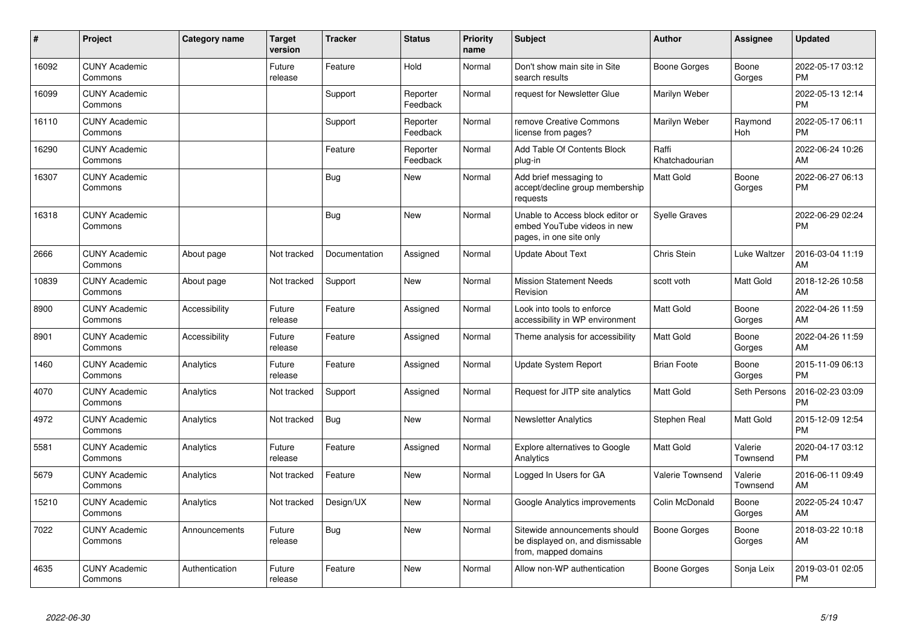| # | Project | Category name | Target version | Tracker | Status | Priority name | Subject | Author | Assignee | Updated |
|---|---|---|---|---|---|---|---|---|---|---|
| 16092 | CUNY Academic Commons | | Future release | Feature | Hold | Normal | Don't show main site in Site search results | Boone Gorges | Boone Gorges | 2022-05-17 03:12 PM |
| 16099 | CUNY Academic Commons | | | Support | Reporter Feedback | Normal | request for Newsletter Glue | Marilyn Weber | | 2022-05-13 12:14 PM |
| 16110 | CUNY Academic Commons | | | Support | Reporter Feedback | Normal | remove Creative Commons license from pages? | Marilyn Weber | Raymond Hoh | 2022-05-17 06:11 PM |
| 16290 | CUNY Academic Commons | | | Feature | Reporter Feedback | Normal | Add Table Of Contents Block plug-in | Raffi Khatchadourian | | 2022-06-24 10:26 AM |
| 16307 | CUNY Academic Commons | | | Bug | New | Normal | Add brief messaging to accept/decline group membership requests | Matt Gold | Boone Gorges | 2022-06-27 06:13 PM |
| 16318 | CUNY Academic Commons | | | Bug | New | Normal | Unable to Access block editor or embed YouTube videos in new pages, in one site only | Syelle Graves | | 2022-06-29 02:24 PM |
| 2666 | CUNY Academic Commons | About page | Not tracked | Documentation | Assigned | Normal | Update About Text | Chris Stein | Luke Waltzer | 2016-03-04 11:19 AM |
| 10839 | CUNY Academic Commons | About page | Not tracked | Support | New | Normal | Mission Statement Needs Revision | scott voth | Matt Gold | 2018-12-26 10:58 AM |
| 8900 | CUNY Academic Commons | Accessibility | Future release | Feature | Assigned | Normal | Look into tools to enforce accessibility in WP environment | Matt Gold | Boone Gorges | 2022-04-26 11:59 AM |
| 8901 | CUNY Academic Commons | Accessibility | Future release | Feature | Assigned | Normal | Theme analysis for accessibility | Matt Gold | Boone Gorges | 2022-04-26 11:59 AM |
| 1460 | CUNY Academic Commons | Analytics | Future release | Feature | Assigned | Normal | Update System Report | Brian Foote | Boone Gorges | 2015-11-09 06:13 PM |
| 4070 | CUNY Academic Commons | Analytics | Not tracked | Support | Assigned | Normal | Request for JITP site analytics | Matt Gold | Seth Persons | 2016-02-23 03:09 PM |
| 4972 | CUNY Academic Commons | Analytics | Not tracked | Bug | New | Normal | Newsletter Analytics | Stephen Real | Matt Gold | 2015-12-09 12:54 PM |
| 5581 | CUNY Academic Commons | Analytics | Future release | Feature | Assigned | Normal | Explore alternatives to Google Analytics | Matt Gold | Valerie Townsend | 2020-04-17 03:12 PM |
| 5679 | CUNY Academic Commons | Analytics | Not tracked | Feature | New | Normal | Logged In Users for GA | Valerie Townsend | Valerie Townsend | 2016-06-11 09:49 AM |
| 15210 | CUNY Academic Commons | Analytics | Not tracked | Design/UX | New | Normal | Google Analytics improvements | Colin McDonald | Boone Gorges | 2022-05-24 10:47 AM |
| 7022 | CUNY Academic Commons | Announcements | Future release | Bug | New | Normal | Sitewide announcements should be displayed on, and dismissable from, mapped domains | Boone Gorges | Boone Gorges | 2018-03-22 10:18 AM |
| 4635 | CUNY Academic Commons | Authentication | Future release | Feature | New | Normal | Allow non-WP authentication | Boone Gorges | Sonja Leix | 2019-03-01 02:05 PM |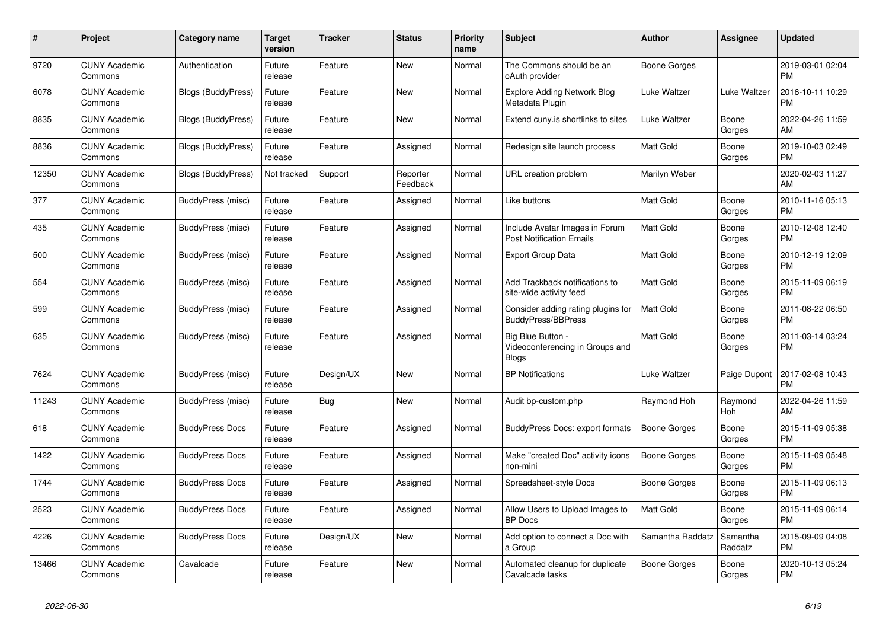| # | Project | Category name | Target version | Tracker | Status | Priority name | Subject | Author | Assignee | Updated |
|---|---|---|---|---|---|---|---|---|---|---|
| 9720 | CUNY Academic Commons | Authentication | Future release | Feature | New | Normal | The Commons should be an oAuth provider | Boone Gorges | | 2019-03-01 02:04 PM |
| 6078 | CUNY Academic Commons | Blogs (BuddyPress) | Future release | Feature | New | Normal | Explore Adding Network Blog Metadata Plugin | Luke Waltzer | Luke Waltzer | 2016-10-11 10:29 PM |
| 8835 | CUNY Academic Commons | Blogs (BuddyPress) | Future release | Feature | New | Normal | Extend cuny.is shortlinks to sites | Luke Waltzer | Boone Gorges | 2022-04-26 11:59 AM |
| 8836 | CUNY Academic Commons | Blogs (BuddyPress) | Future release | Feature | Assigned | Normal | Redesign site launch process | Matt Gold | Boone Gorges | 2019-10-03 02:49 PM |
| 12350 | CUNY Academic Commons | Blogs (BuddyPress) | Not tracked | Support | Reporter Feedback | Normal | URL creation problem | Marilyn Weber | | 2020-02-03 11:27 AM |
| 377 | CUNY Academic Commons | BuddyPress (misc) | Future release | Feature | Assigned | Normal | Like buttons | Matt Gold | Boone Gorges | 2010-11-16 05:13 PM |
| 435 | CUNY Academic Commons | BuddyPress (misc) | Future release | Feature | Assigned | Normal | Include Avatar Images in Forum Post Notification Emails | Matt Gold | Boone Gorges | 2010-12-08 12:40 PM |
| 500 | CUNY Academic Commons | BuddyPress (misc) | Future release | Feature | Assigned | Normal | Export Group Data | Matt Gold | Boone Gorges | 2010-12-19 12:09 PM |
| 554 | CUNY Academic Commons | BuddyPress (misc) | Future release | Feature | Assigned | Normal | Add Trackback notifications to site-wide activity feed | Matt Gold | Boone Gorges | 2015-11-09 06:19 PM |
| 599 | CUNY Academic Commons | BuddyPress (misc) | Future release | Feature | Assigned | Normal | Consider adding rating plugins for BuddyPress/BBPress | Matt Gold | Boone Gorges | 2011-08-22 06:50 PM |
| 635 | CUNY Academic Commons | BuddyPress (misc) | Future release | Feature | Assigned | Normal | Big Blue Button - Videoconferencing in Groups and Blogs | Matt Gold | Boone Gorges | 2011-03-14 03:24 PM |
| 7624 | CUNY Academic Commons | BuddyPress (misc) | Future release | Design/UX | New | Normal | BP Notifications | Luke Waltzer | Paige Dupont | 2017-02-08 10:43 PM |
| 11243 | CUNY Academic Commons | BuddyPress (misc) | Future release | Bug | New | Normal | Audit bp-custom.php | Raymond Hoh | Raymond Hoh | 2022-04-26 11:59 AM |
| 618 | CUNY Academic Commons | BuddyPress Docs | Future release | Feature | Assigned | Normal | BuddyPress Docs: export formats | Boone Gorges | Boone Gorges | 2015-11-09 05:38 PM |
| 1422 | CUNY Academic Commons | BuddyPress Docs | Future release | Feature | Assigned | Normal | Make "created Doc" activity icons non-mini | Boone Gorges | Boone Gorges | 2015-11-09 05:48 PM |
| 1744 | CUNY Academic Commons | BuddyPress Docs | Future release | Feature | Assigned | Normal | Spreadsheet-style Docs | Boone Gorges | Boone Gorges | 2015-11-09 06:13 PM |
| 2523 | CUNY Academic Commons | BuddyPress Docs | Future release | Feature | Assigned | Normal | Allow Users to Upload Images to BP Docs | Matt Gold | Boone Gorges | 2015-11-09 06:14 PM |
| 4226 | CUNY Academic Commons | BuddyPress Docs | Future release | Design/UX | New | Normal | Add option to connect a Doc with a Group | Samantha Raddatz | Samantha Raddatz | 2015-09-09 04:08 PM |
| 13466 | CUNY Academic Commons | Cavalcade | Future release | Feature | New | Normal | Automated cleanup for duplicate Cavalcade tasks | Boone Gorges | Boone Gorges | 2020-10-13 05:24 PM |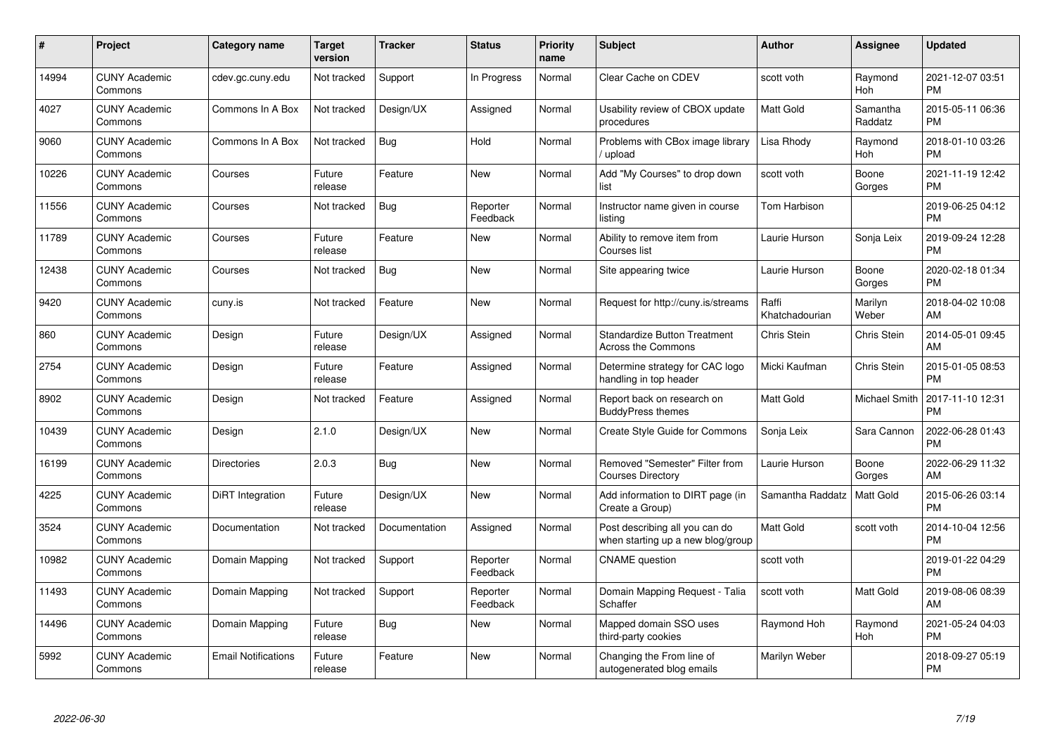| # | Project | Category name | Target version | Tracker | Status | Priority name | Subject | Author | Assignee | Updated |
|---|---|---|---|---|---|---|---|---|---|---|
| 14994 | CUNY Academic Commons | cdev.gc.cuny.edu | Not tracked | Support | In Progress | Normal | Clear Cache on CDEV | scott voth | Raymond Hoh | 2021-12-07 03:51 PM |
| 4027 | CUNY Academic Commons | Commons In A Box | Not tracked | Design/UX | Assigned | Normal | Usability review of CBOX update procedures | Matt Gold | Samantha Raddatz | 2015-05-11 06:36 PM |
| 9060 | CUNY Academic Commons | Commons In A Box | Not tracked | Bug | Hold | Normal | Problems with CBox image library / upload | Lisa Rhody | Raymond Hoh | 2018-01-10 03:26 PM |
| 10226 | CUNY Academic Commons | Courses | Future release | Feature | New | Normal | Add "My Courses" to drop down list | scott voth | Boone Gorges | 2021-11-19 12:42 PM |
| 11556 | CUNY Academic Commons | Courses | Not tracked | Bug | Reporter Feedback | Normal | Instructor name given in course listing | Tom Harbison | | 2019-06-25 04:12 PM |
| 11789 | CUNY Academic Commons | Courses | Future release | Feature | New | Normal | Ability to remove item from Courses list | Laurie Hurson | Sonja Leix | 2019-09-24 12:28 PM |
| 12438 | CUNY Academic Commons | Courses | Not tracked | Bug | New | Normal | Site appearing twice | Laurie Hurson | Boone Gorges | 2020-02-18 01:34 PM |
| 9420 | CUNY Academic Commons | cuny.is | Not tracked | Feature | New | Normal | Request for http://cuny.is/streams | Raffi Khatchadourian | Marilyn Weber | 2018-04-02 10:08 AM |
| 860 | CUNY Academic Commons | Design | Future release | Design/UX | Assigned | Normal | Standardize Button Treatment Across the Commons | Chris Stein | Chris Stein | 2014-05-01 09:45 AM |
| 2754 | CUNY Academic Commons | Design | Future release | Feature | Assigned | Normal | Determine strategy for CAC logo handling in top header | Micki Kaufman | Chris Stein | 2015-01-05 08:53 PM |
| 8902 | CUNY Academic Commons | Design | Not tracked | Feature | Assigned | Normal | Report back on research on BuddyPress themes | Matt Gold | Michael Smith | 2017-11-10 12:31 PM |
| 10439 | CUNY Academic Commons | Design | 2.1.0 | Design/UX | New | Normal | Create Style Guide for Commons | Sonja Leix | Sara Cannon | 2022-06-28 01:43 PM |
| 16199 | CUNY Academic Commons | Directories | 2.0.3 | Bug | New | Normal | Removed "Semester" Filter from Courses Directory | Laurie Hurson | Boone Gorges | 2022-06-29 11:32 AM |
| 4225 | CUNY Academic Commons | DiRT Integration | Future release | Design/UX | New | Normal | Add information to DIRT page (in Create a Group) | Samantha Raddatz | Matt Gold | 2015-06-26 03:14 PM |
| 3524 | CUNY Academic Commons | Documentation | Not tracked | Documentation | Assigned | Normal | Post describing all you can do when starting up a new blog/group | Matt Gold | scott voth | 2014-10-04 12:56 PM |
| 10982 | CUNY Academic Commons | Domain Mapping | Not tracked | Support | Reporter Feedback | Normal | CNAME question | scott voth | | 2019-01-22 04:29 PM |
| 11493 | CUNY Academic Commons | Domain Mapping | Not tracked | Support | Reporter Feedback | Normal | Domain Mapping Request - Talia Schaffer | scott voth | Matt Gold | 2019-08-06 08:39 AM |
| 14496 | CUNY Academic Commons | Domain Mapping | Future release | Bug | New | Normal | Mapped domain SSO uses third-party cookies | Raymond Hoh | Raymond Hoh | 2021-05-24 04:03 PM |
| 5992 | CUNY Academic Commons | Email Notifications | Future release | Feature | New | Normal | Changing the From line of autogenerated blog emails | Marilyn Weber | | 2018-09-27 05:19 PM |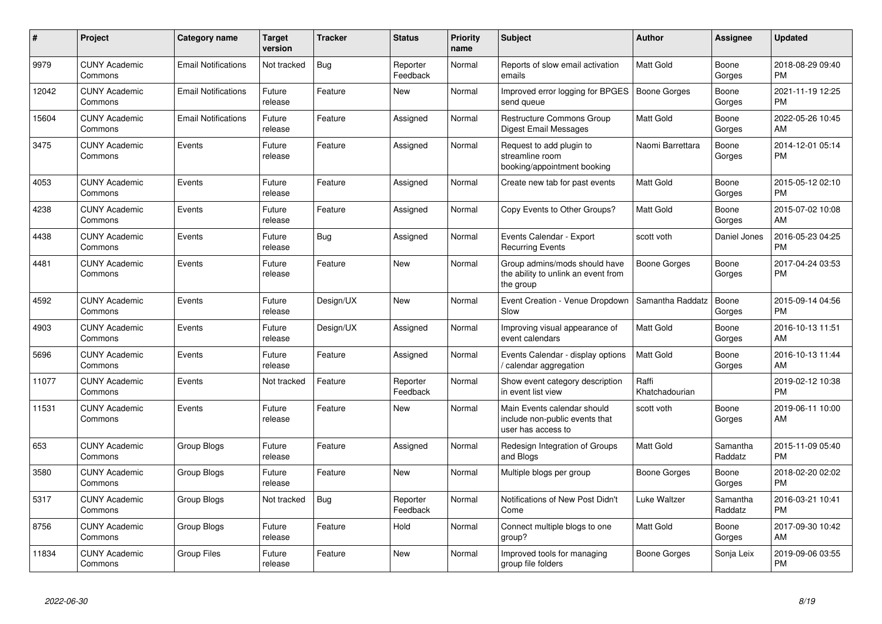| # | Project | Category name | Target version | Tracker | Status | Priority name | Subject | Author | Assignee | Updated |
|---|---|---|---|---|---|---|---|---|---|---|
| 9979 | CUNY Academic Commons | Email Notifications | Not tracked | Bug | Reporter Feedback | Normal | Reports of slow email activation emails | Matt Gold | Boone Gorges | 2018-08-29 09:40 PM |
| 12042 | CUNY Academic Commons | Email Notifications | Future release | Feature | New | Normal | Improved error logging for BPGES send queue | Boone Gorges | Boone Gorges | 2021-11-19 12:25 PM |
| 15604 | CUNY Academic Commons | Email Notifications | Future release | Feature | Assigned | Normal | Restructure Commons Group Digest Email Messages | Matt Gold | Boone Gorges | 2022-05-26 10:45 AM |
| 3475 | CUNY Academic Commons | Events | Future release | Feature | Assigned | Normal | Request to add plugin to streamline room booking/appointment booking | Naomi Barrettara | Boone Gorges | 2014-12-01 05:14 PM |
| 4053 | CUNY Academic Commons | Events | Future release | Feature | Assigned | Normal | Create new tab for past events | Matt Gold | Boone Gorges | 2015-05-12 02:10 PM |
| 4238 | CUNY Academic Commons | Events | Future release | Feature | Assigned | Normal | Copy Events to Other Groups? | Matt Gold | Boone Gorges | 2015-07-02 10:08 AM |
| 4438 | CUNY Academic Commons | Events | Future release | Bug | Assigned | Normal | Events Calendar - Export Recurring Events | scott voth | Daniel Jones | 2016-05-23 04:25 PM |
| 4481 | CUNY Academic Commons | Events | Future release | Feature | New | Normal | Group admins/mods should have the ability to unlink an event from the group | Boone Gorges | Boone Gorges | 2017-04-24 03:53 PM |
| 4592 | CUNY Academic Commons | Events | Future release | Design/UX | New | Normal | Event Creation - Venue Dropdown Slow | Samantha Raddatz | Boone Gorges | 2015-09-14 04:56 PM |
| 4903 | CUNY Academic Commons | Events | Future release | Design/UX | Assigned | Normal | Improving visual appearance of event calendars | Matt Gold | Boone Gorges | 2016-10-13 11:51 AM |
| 5696 | CUNY Academic Commons | Events | Future release | Feature | Assigned | Normal | Events Calendar - display options / calendar aggregation | Matt Gold | Boone Gorges | 2016-10-13 11:44 AM |
| 11077 | CUNY Academic Commons | Events | Not tracked | Feature | Reporter Feedback | Normal | Show event category description in event list view | Raffi Khatchadourian | | 2019-02-12 10:38 PM |
| 11531 | CUNY Academic Commons | Events | Future release | Feature | New | Normal | Main Events calendar should include non-public events that user has access to | scott voth | Boone Gorges | 2019-06-11 10:00 AM |
| 653 | CUNY Academic Commons | Group Blogs | Future release | Feature | Assigned | Normal | Redesign Integration of Groups and Blogs | Matt Gold | Samantha Raddatz | 2015-11-09 05:40 PM |
| 3580 | CUNY Academic Commons | Group Blogs | Future release | Feature | New | Normal | Multiple blogs per group | Boone Gorges | Boone Gorges | 2018-02-20 02:02 PM |
| 5317 | CUNY Academic Commons | Group Blogs | Not tracked | Bug | Reporter Feedback | Normal | Notifications of New Post Didn't Come | Luke Waltzer | Samantha Raddatz | 2016-03-21 10:41 PM |
| 8756 | CUNY Academic Commons | Group Blogs | Future release | Feature | Hold | Normal | Connect multiple blogs to one group? | Matt Gold | Boone Gorges | 2017-09-30 10:42 AM |
| 11834 | CUNY Academic Commons | Group Files | Future release | Feature | New | Normal | Improved tools for managing group file folders | Boone Gorges | Sonja Leix | 2019-09-06 03:55 PM |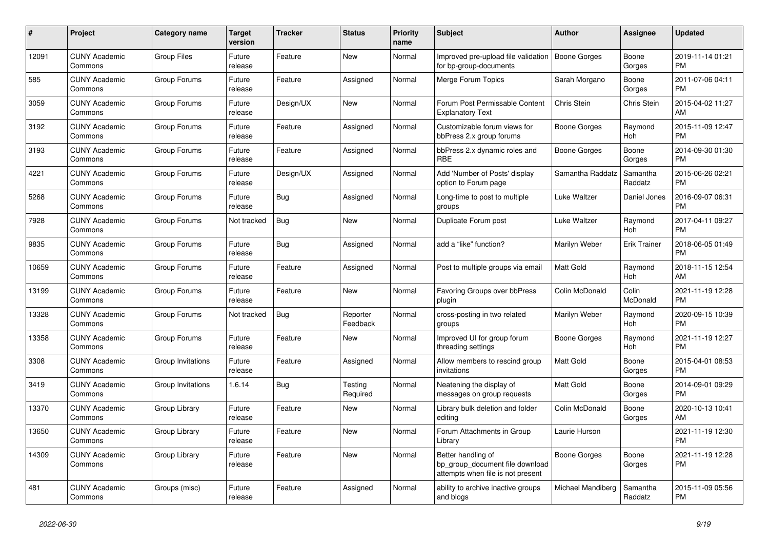| # | Project | Category name | Target version | Tracker | Status | Priority name | Subject | Author | Assignee | Updated |
|---|---|---|---|---|---|---|---|---|---|---|
| 12091 | CUNY Academic Commons | Group Files | Future release | Feature | New | Normal | Improved pre-upload file validation for bp-group-documents | Boone Gorges | Boone Gorges | 2019-11-14 01:21 PM |
| 585 | CUNY Academic Commons | Group Forums | Future release | Feature | Assigned | Normal | Merge Forum Topics | Sarah Morgano | Boone Gorges | 2011-07-06 04:11 PM |
| 3059 | CUNY Academic Commons | Group Forums | Future release | Design/UX | New | Normal | Forum Post Permissable Content Explanatory Text | Chris Stein | Chris Stein | 2015-04-02 11:27 AM |
| 3192 | CUNY Academic Commons | Group Forums | Future release | Feature | Assigned | Normal | Customizable forum views for bbPress 2.x group forums | Boone Gorges | Raymond Hoh | 2015-11-09 12:47 PM |
| 3193 | CUNY Academic Commons | Group Forums | Future release | Feature | Assigned | Normal | bbPress 2.x dynamic roles and RBE | Boone Gorges | Boone Gorges | 2014-09-30 01:30 PM |
| 4221 | CUNY Academic Commons | Group Forums | Future release | Design/UX | Assigned | Normal | Add 'Number of Posts' display option to Forum page | Samantha Raddatz | Samantha Raddatz | 2015-06-26 02:21 PM |
| 5268 | CUNY Academic Commons | Group Forums | Future release | Bug | Assigned | Normal | Long-time to post to multiple groups | Luke Waltzer | Daniel Jones | 2016-09-07 06:31 PM |
| 7928 | CUNY Academic Commons | Group Forums | Not tracked | Bug | New | Normal | Duplicate Forum post | Luke Waltzer | Raymond Hoh | 2017-04-11 09:27 PM |
| 9835 | CUNY Academic Commons | Group Forums | Future release | Bug | Assigned | Normal | add a "like" function? | Marilyn Weber | Erik Trainer | 2018-06-05 01:49 PM |
| 10659 | CUNY Academic Commons | Group Forums | Future release | Feature | Assigned | Normal | Post to multiple groups via email | Matt Gold | Raymond Hoh | 2018-11-15 12:54 AM |
| 13199 | CUNY Academic Commons | Group Forums | Future release | Feature | New | Normal | Favoring Groups over bbPress plugin | Colin McDonald | Colin McDonald | 2021-11-19 12:28 PM |
| 13328 | CUNY Academic Commons | Group Forums | Not tracked | Bug | Reporter Feedback | Normal | cross-posting in two related groups | Marilyn Weber | Raymond Hoh | 2020-09-15 10:39 PM |
| 13358 | CUNY Academic Commons | Group Forums | Future release | Feature | New | Normal | Improved UI for group forum threading settings | Boone Gorges | Raymond Hoh | 2021-11-19 12:27 PM |
| 3308 | CUNY Academic Commons | Group Invitations | Future release | Feature | Assigned | Normal | Allow members to rescind group invitations | Matt Gold | Boone Gorges | 2015-04-01 08:53 PM |
| 3419 | CUNY Academic Commons | Group Invitations | 1.6.14 | Bug | Testing Required | Normal | Neatening the display of messages on group requests | Matt Gold | Boone Gorges | 2014-09-01 09:29 PM |
| 13370 | CUNY Academic Commons | Group Library | Future release | Feature | New | Normal | Library bulk deletion and folder editing | Colin McDonald | Boone Gorges | 2020-10-13 10:41 AM |
| 13650 | CUNY Academic Commons | Group Library | Future release | Feature | New | Normal | Forum Attachments in Group Library | Laurie Hurson | | 2021-11-19 12:30 PM |
| 14309 | CUNY Academic Commons | Group Library | Future release | Feature | New | Normal | Better handling of bp_group_document file download attempts when file is not present | Boone Gorges | Boone Gorges | 2021-11-19 12:28 PM |
| 481 | CUNY Academic Commons | Groups (misc) | Future release | Feature | Assigned | Normal | ability to archive inactive groups and blogs | Michael Mandiberg | Samantha Raddatz | 2015-11-09 05:56 PM |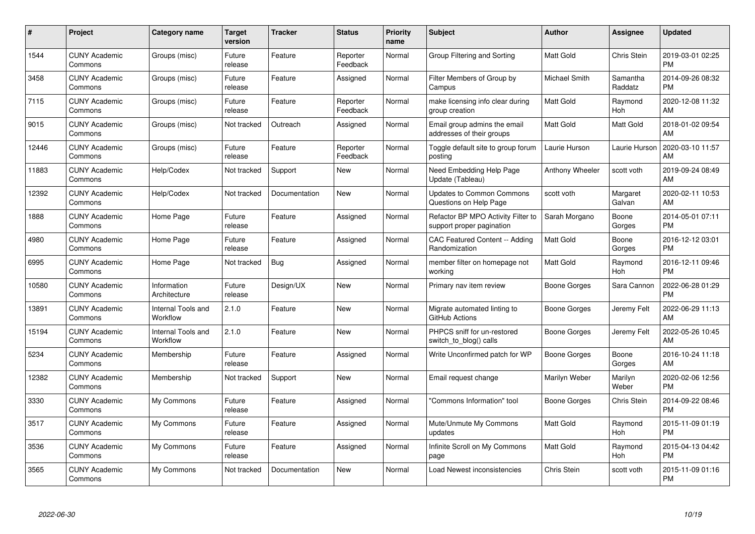| # | Project | Category name | Target version | Tracker | Status | Priority name | Subject | Author | Assignee | Updated |
|---|---|---|---|---|---|---|---|---|---|---|
| 1544 | CUNY Academic Commons | Groups (misc) | Future release | Feature | Reporter Feedback | Normal | Group Filtering and Sorting | Matt Gold | Chris Stein | 2019-03-01 02:25 PM |
| 3458 | CUNY Academic Commons | Groups (misc) | Future release | Feature | Assigned | Normal | Filter Members of Group by Campus | Michael Smith | Samantha Raddatz | 2014-09-26 08:32 PM |
| 7115 | CUNY Academic Commons | Groups (misc) | Future release | Feature | Reporter Feedback | Normal | make licensing info clear during group creation | Matt Gold | Raymond Hoh | 2020-12-08 11:32 AM |
| 9015 | CUNY Academic Commons | Groups (misc) | Not tracked | Outreach | Assigned | Normal | Email group admins the email addresses of their groups | Matt Gold | Matt Gold | 2018-01-02 09:54 AM |
| 12446 | CUNY Academic Commons | Groups (misc) | Future release | Feature | Reporter Feedback | Normal | Toggle default site to group forum posting | Laurie Hurson | Laurie Hurson | 2020-03-10 11:57 AM |
| 11883 | CUNY Academic Commons | Help/Codex | Not tracked | Support | New | Normal | Need Embedding Help Page Update (Tableau) | Anthony Wheeler | scott voth | 2019-09-24 08:49 AM |
| 12392 | CUNY Academic Commons | Help/Codex | Not tracked | Documentation | New | Normal | Updates to Common Commons Questions on Help Page | scott voth | Margaret Galvan | 2020-02-11 10:53 AM |
| 1888 | CUNY Academic Commons | Home Page | Future release | Feature | Assigned | Normal | Refactor BP MPO Activity Filter to support proper pagination | Sarah Morgano | Boone Gorges | 2014-05-01 07:11 PM |
| 4980 | CUNY Academic Commons | Home Page | Future release | Feature | Assigned | Normal | CAC Featured Content -- Adding Randomization | Matt Gold | Boone Gorges | 2016-12-12 03:01 PM |
| 6995 | CUNY Academic Commons | Home Page | Not tracked | Bug | Assigned | Normal | member filter on homepage not working | Matt Gold | Raymond Hoh | 2016-12-11 09:46 PM |
| 10580 | CUNY Academic Commons | Information Architecture | Future release | Design/UX | New | Normal | Primary nav item review | Boone Gorges | Sara Cannon | 2022-06-28 01:29 PM |
| 13891 | CUNY Academic Commons | Internal Tools and Workflow | 2.1.0 | Feature | New | Normal | Migrate automated linting to GitHub Actions | Boone Gorges | Jeremy Felt | 2022-06-29 11:13 AM |
| 15194 | CUNY Academic Commons | Internal Tools and Workflow | 2.1.0 | Feature | New | Normal | PHPCS sniff for un-restored switch_to_blog() calls | Boone Gorges | Jeremy Felt | 2022-05-26 10:45 AM |
| 5234 | CUNY Academic Commons | Membership | Future release | Feature | Assigned | Normal | Write Unconfirmed patch for WP | Boone Gorges | Boone Gorges | 2016-10-24 11:18 AM |
| 12382 | CUNY Academic Commons | Membership | Not tracked | Support | New | Normal | Email request change | Marilyn Weber | Marilyn Weber | 2020-02-06 12:56 PM |
| 3330 | CUNY Academic Commons | My Commons | Future release | Feature | Assigned | Normal | "Commons Information" tool | Boone Gorges | Chris Stein | 2014-09-22 08:46 PM |
| 3517 | CUNY Academic Commons | My Commons | Future release | Feature | Assigned | Normal | Mute/Unmute My Commons updates | Matt Gold | Raymond Hoh | 2015-11-09 01:19 PM |
| 3536 | CUNY Academic Commons | My Commons | Future release | Feature | Assigned | Normal | Infinite Scroll on My Commons page | Matt Gold | Raymond Hoh | 2015-04-13 04:42 PM |
| 3565 | CUNY Academic Commons | My Commons | Not tracked | Documentation | New | Normal | Load Newest inconsistencies | Chris Stein | scott voth | 2015-11-09 01:16 PM |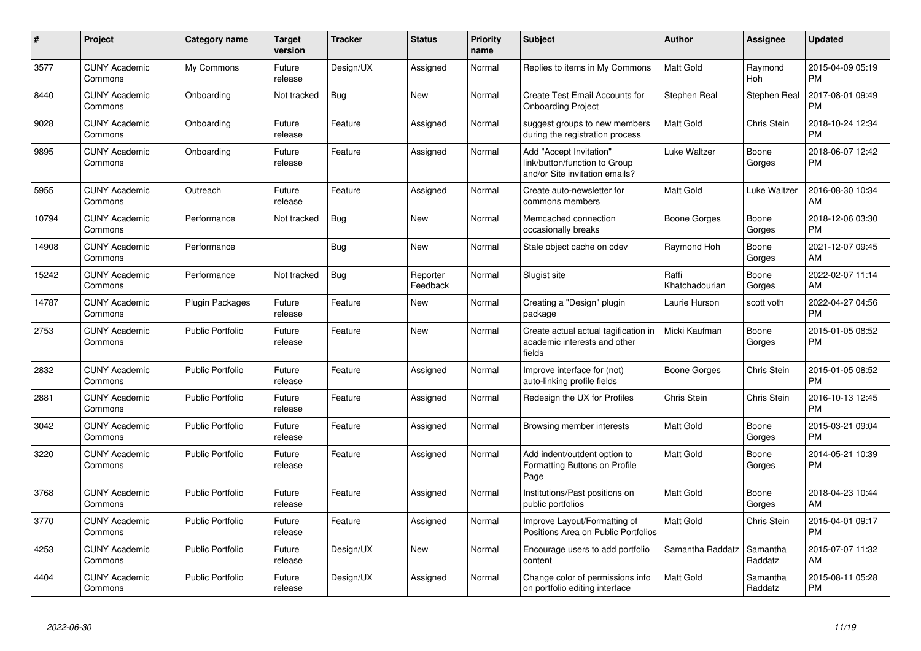| # | Project | Category name | Target version | Tracker | Status | Priority name | Subject | Author | Assignee | Updated |
|---|---|---|---|---|---|---|---|---|---|---|
| 3577 | CUNY Academic Commons | My Commons | Future release | Design/UX | Assigned | Normal | Replies to items in My Commons | Matt Gold | Raymond Hoh | 2015-04-09 05:19 PM |
| 8440 | CUNY Academic Commons | Onboarding | Not tracked | Bug | New | Normal | Create Test Email Accounts for Onboarding Project | Stephen Real | Stephen Real | 2017-08-01 09:49 PM |
| 9028 | CUNY Academic Commons | Onboarding | Future release | Feature | Assigned | Normal | suggest groups to new members during the registration process | Matt Gold | Chris Stein | 2018-10-24 12:34 PM |
| 9895 | CUNY Academic Commons | Onboarding | Future release | Feature | Assigned | Normal | Add "Accept Invitation" link/button/function to Group and/or Site invitation emails? | Luke Waltzer | Boone Gorges | 2018-06-07 12:42 PM |
| 5955 | CUNY Academic Commons | Outreach | Future release | Feature | Assigned | Normal | Create auto-newsletter for commons members | Matt Gold | Luke Waltzer | 2016-08-30 10:34 AM |
| 10794 | CUNY Academic Commons | Performance | Not tracked | Bug | New | Normal | Memcached connection occasionally breaks | Boone Gorges | Boone Gorges | 2018-12-06 03:30 PM |
| 14908 | CUNY Academic Commons | Performance | | Bug | New | Normal | Stale object cache on cdev | Raymond Hoh | Boone Gorges | 2021-12-07 09:45 AM |
| 15242 | CUNY Academic Commons | Performance | Not tracked | Bug | Reporter Feedback | Normal | Slugist site | Raffi Khatchadourian | Boone Gorges | 2022-02-07 11:14 AM |
| 14787 | CUNY Academic Commons | Plugin Packages | Future release | Feature | New | Normal | Creating a "Design" plugin package | Laurie Hurson | scott voth | 2022-04-27 04:56 PM |
| 2753 | CUNY Academic Commons | Public Portfolio | Future release | Feature | New | Normal | Create actual actual tagification in academic interests and other fields | Micki Kaufman | Boone Gorges | 2015-01-05 08:52 PM |
| 2832 | CUNY Academic Commons | Public Portfolio | Future release | Feature | Assigned | Normal | Improve interface for (not) auto-linking profile fields | Boone Gorges | Chris Stein | 2015-01-05 08:52 PM |
| 2881 | CUNY Academic Commons | Public Portfolio | Future release | Feature | Assigned | Normal | Redesign the UX for Profiles | Chris Stein | Chris Stein | 2016-10-13 12:45 PM |
| 3042 | CUNY Academic Commons | Public Portfolio | Future release | Feature | Assigned | Normal | Browsing member interests | Matt Gold | Boone Gorges | 2015-03-21 09:04 PM |
| 3220 | CUNY Academic Commons | Public Portfolio | Future release | Feature | Assigned | Normal | Add indent/outdent option to Formatting Buttons on Profile Page | Matt Gold | Boone Gorges | 2014-05-21 10:39 PM |
| 3768 | CUNY Academic Commons | Public Portfolio | Future release | Feature | Assigned | Normal | Institutions/Past positions on public portfolios | Matt Gold | Boone Gorges | 2018-04-23 10:44 AM |
| 3770 | CUNY Academic Commons | Public Portfolio | Future release | Feature | Assigned | Normal | Improve Layout/Formatting of Positions Area on Public Portfolios | Matt Gold | Chris Stein | 2015-04-01 09:17 PM |
| 4253 | CUNY Academic Commons | Public Portfolio | Future release | Design/UX | New | Normal | Encourage users to add portfolio content | Samantha Raddatz | Samantha Raddatz | 2015-07-07 11:32 AM |
| 4404 | CUNY Academic Commons | Public Portfolio | Future release | Design/UX | Assigned | Normal | Change color of permissions info on portfolio editing interface | Matt Gold | Samantha Raddatz | 2015-08-11 05:28 PM |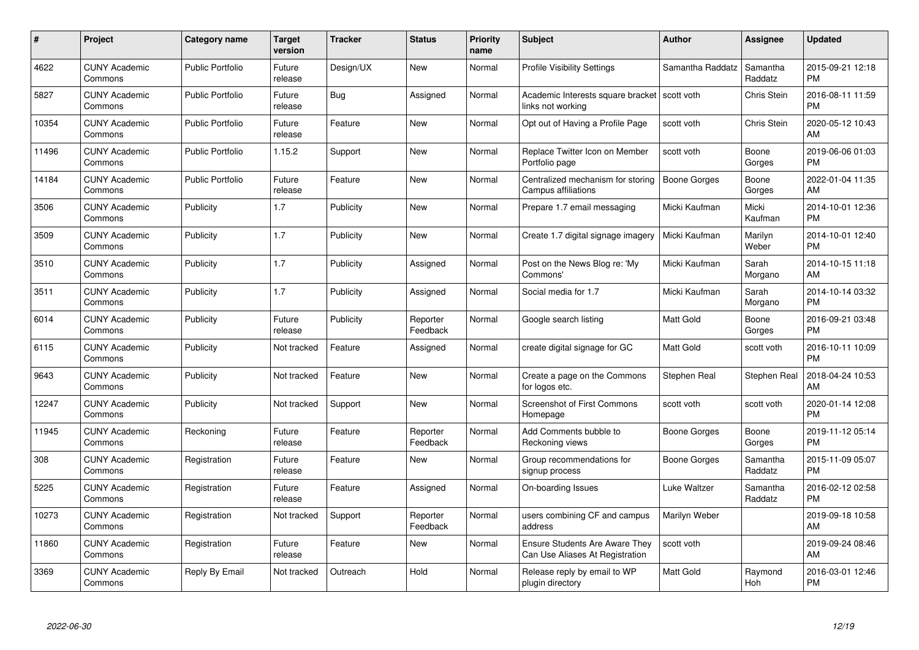| # | Project | Category name | Target version | Tracker | Status | Priority name | Subject | Author | Assignee | Updated |
|---|---|---|---|---|---|---|---|---|---|---|
| 4622 | CUNY Academic Commons | Public Portfolio | Future release | Design/UX | New | Normal | Profile Visibility Settings | Samantha Raddatz | Samantha Raddatz | 2015-09-21 12:18 PM |
| 5827 | CUNY Academic Commons | Public Portfolio | Future release | Bug | Assigned | Normal | Academic Interests square bracket links not working | scott voth | Chris Stein | 2016-08-11 11:59 PM |
| 10354 | CUNY Academic Commons | Public Portfolio | Future release | Feature | New | Normal | Opt out of Having a Profile Page | scott voth | Chris Stein | 2020-05-12 10:43 AM |
| 11496 | CUNY Academic Commons | Public Portfolio | 1.15.2 | Support | New | Normal | Replace Twitter Icon on Member Portfolio page | scott voth | Boone Gorges | 2019-06-06 01:03 PM |
| 14184 | CUNY Academic Commons | Public Portfolio | Future release | Feature | New | Normal | Centralized mechanism for storing Campus affiliations | Boone Gorges | Boone Gorges | 2022-01-04 11:35 AM |
| 3506 | CUNY Academic Commons | Publicity | 1.7 | Publicity | New | Normal | Prepare 1.7 email messaging | Micki Kaufman | Micki Kaufman | 2014-10-01 12:36 PM |
| 3509 | CUNY Academic Commons | Publicity | 1.7 | Publicity | New | Normal | Create 1.7 digital signage imagery | Micki Kaufman | Marilyn Weber | 2014-10-01 12:40 PM |
| 3510 | CUNY Academic Commons | Publicity | 1.7 | Publicity | Assigned | Normal | Post on the News Blog re: 'My Commons' | Micki Kaufman | Sarah Morgano | 2014-10-15 11:18 AM |
| 3511 | CUNY Academic Commons | Publicity | 1.7 | Publicity | Assigned | Normal | Social media for 1.7 | Micki Kaufman | Sarah Morgano | 2014-10-14 03:32 PM |
| 6014 | CUNY Academic Commons | Publicity | Future release | Publicity | Reporter Feedback | Normal | Google search listing | Matt Gold | Boone Gorges | 2016-09-21 03:48 PM |
| 6115 | CUNY Academic Commons | Publicity | Not tracked | Feature | Assigned | Normal | create digital signage for GC | Matt Gold | scott voth | 2016-10-11 10:09 PM |
| 9643 | CUNY Academic Commons | Publicity | Not tracked | Feature | New | Normal | Create a page on the Commons for logos etc. | Stephen Real | Stephen Real | 2018-04-24 10:53 AM |
| 12247 | CUNY Academic Commons | Publicity | Not tracked | Support | New | Normal | Screenshot of First Commons Homepage | scott voth | scott voth | 2020-01-14 12:08 PM |
| 11945 | CUNY Academic Commons | Reckoning | Future release | Feature | Reporter Feedback | Normal | Add Comments bubble to Reckoning views | Boone Gorges | Boone Gorges | 2019-11-12 05:14 PM |
| 308 | CUNY Academic Commons | Registration | Future release | Feature | New | Normal | Group recommendations for signup process | Boone Gorges | Samantha Raddatz | 2015-11-09 05:07 PM |
| 5225 | CUNY Academic Commons | Registration | Future release | Feature | Assigned | Normal | On-boarding Issues | Luke Waltzer | Samantha Raddatz | 2016-02-12 02:58 PM |
| 10273 | CUNY Academic Commons | Registration | Not tracked | Support | Reporter Feedback | Normal | users combining CF and campus address | Marilyn Weber | | 2019-09-18 10:58 AM |
| 11860 | CUNY Academic Commons | Registration | Future release | Feature | New | Normal | Ensure Students Are Aware They Can Use Aliases At Registration | scott voth | | 2019-09-24 08:46 AM |
| 3369 | CUNY Academic Commons | Reply By Email | Not tracked | Outreach | Hold | Normal | Release reply by email to WP plugin directory | Matt Gold | Raymond Hoh | 2016-03-01 12:46 PM |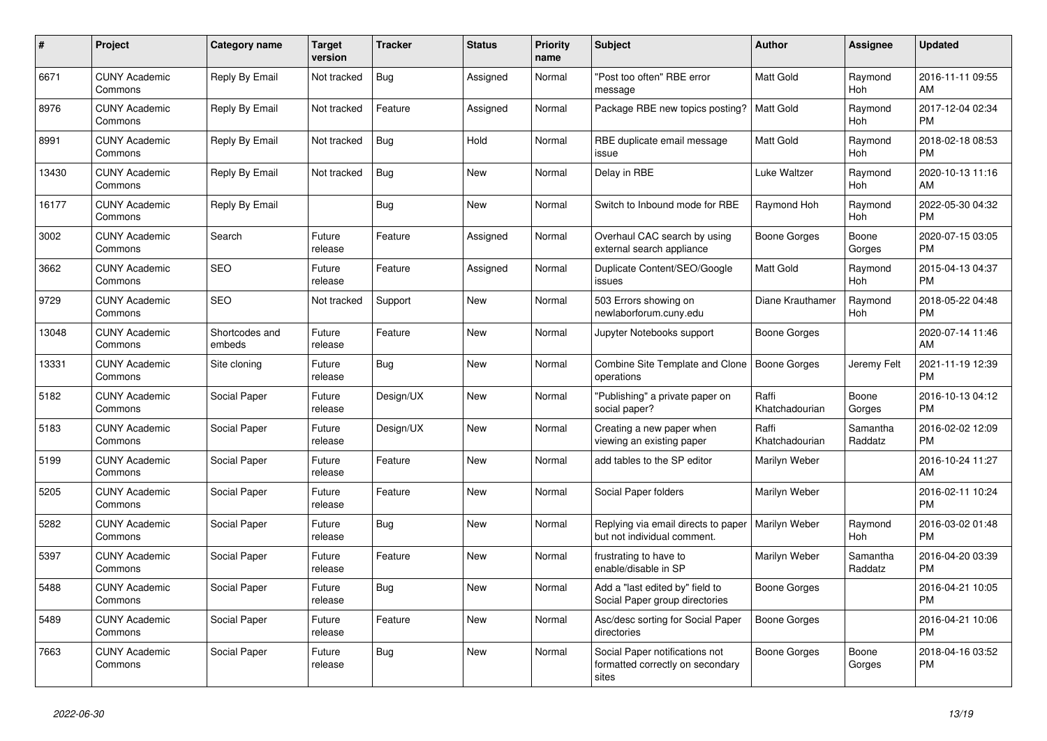| # | Project | Category name | Target version | Tracker | Status | Priority name | Subject | Author | Assignee | Updated |
|---|---|---|---|---|---|---|---|---|---|---|
| 6671 | CUNY Academic Commons | Reply By Email | Not tracked | Bug | Assigned | Normal | "Post too often" RBE error message | Matt Gold | Raymond Hoh | 2016-11-11 09:55 AM |
| 8976 | CUNY Academic Commons | Reply By Email | Not tracked | Feature | Assigned | Normal | Package RBE new topics posting? | Matt Gold | Raymond Hoh | 2017-12-04 02:34 PM |
| 8991 | CUNY Academic Commons | Reply By Email | Not tracked | Bug | Hold | Normal | RBE duplicate email message issue | Matt Gold | Raymond Hoh | 2018-02-18 08:53 PM |
| 13430 | CUNY Academic Commons | Reply By Email | Not tracked | Bug | New | Normal | Delay in RBE | Luke Waltzer | Raymond Hoh | 2020-10-13 11:16 AM |
| 16177 | CUNY Academic Commons | Reply By Email | | Bug | New | Normal | Switch to Inbound mode for RBE | Raymond Hoh | Raymond Hoh | 2022-05-30 04:32 PM |
| 3002 | CUNY Academic Commons | Search | Future release | Feature | Assigned | Normal | Overhaul CAC search by using external search appliance | Boone Gorges | Boone Gorges | 2020-07-15 03:05 PM |
| 3662 | CUNY Academic Commons | SEO | Future release | Feature | Assigned | Normal | Duplicate Content/SEO/Google issues | Matt Gold | Raymond Hoh | 2015-04-13 04:37 PM |
| 9729 | CUNY Academic Commons | SEO | Not tracked | Support | New | Normal | 503 Errors showing on newlaborforum.cuny.edu | Diane Krauthamer | Raymond Hoh | 2018-05-22 04:48 PM |
| 13048 | CUNY Academic Commons | Shortcodes and embeds | Future release | Feature | New | Normal | Jupyter Notebooks support | Boone Gorges | | 2020-07-14 11:46 AM |
| 13331 | CUNY Academic Commons | Site cloning | Future release | Bug | New | Normal | Combine Site Template and Clone operations | Boone Gorges | Jeremy Felt | 2021-11-19 12:39 PM |
| 5182 | CUNY Academic Commons | Social Paper | Future release | Design/UX | New | Normal | "Publishing" a private paper on social paper? | Raffi Khatchadourian | Boone Gorges | 2016-10-13 04:12 PM |
| 5183 | CUNY Academic Commons | Social Paper | Future release | Design/UX | New | Normal | Creating a new paper when viewing an existing paper | Raffi Khatchadourian | Samantha Raddatz | 2016-02-02 12:09 PM |
| 5199 | CUNY Academic Commons | Social Paper | Future release | Feature | New | Normal | add tables to the SP editor | Marilyn Weber | | 2016-10-24 11:27 AM |
| 5205 | CUNY Academic Commons | Social Paper | Future release | Feature | New | Normal | Social Paper folders | Marilyn Weber | | 2016-02-11 10:24 PM |
| 5282 | CUNY Academic Commons | Social Paper | Future release | Bug | New | Normal | Replying via email directs to paper but not individual comment. | Marilyn Weber | Raymond Hoh | 2016-03-02 01:48 PM |
| 5397 | CUNY Academic Commons | Social Paper | Future release | Feature | New | Normal | frustrating to have to enable/disable in SP | Marilyn Weber | Samantha Raddatz | 2016-04-20 03:39 PM |
| 5488 | CUNY Academic Commons | Social Paper | Future release | Bug | New | Normal | Add a "last edited by" field to Social Paper group directories | Boone Gorges | | 2016-04-21 10:05 PM |
| 5489 | CUNY Academic Commons | Social Paper | Future release | Feature | New | Normal | Asc/desc sorting for Social Paper directories | Boone Gorges | | 2016-04-21 10:06 PM |
| 7663 | CUNY Academic Commons | Social Paper | Future release | Bug | New | Normal | Social Paper notifications not formatted correctly on secondary sites | Boone Gorges | Boone Gorges | 2018-04-16 03:52 PM |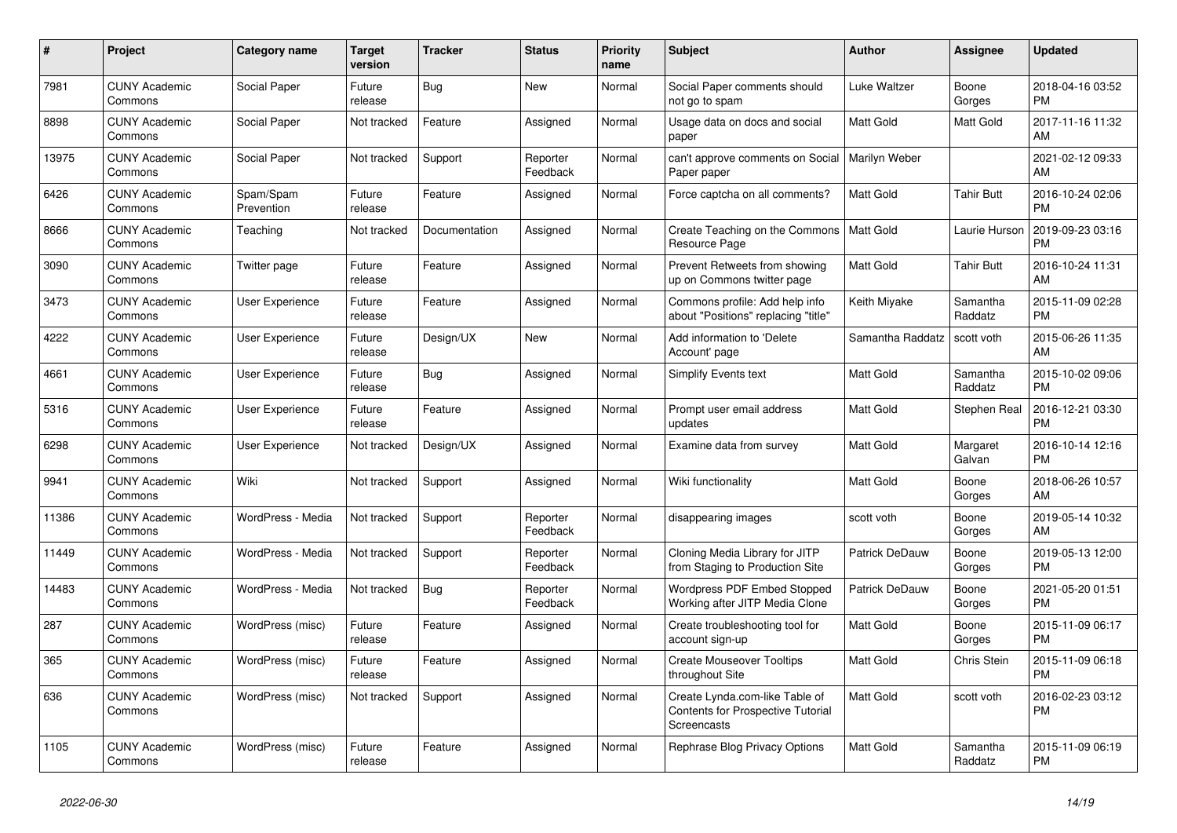| # | Project | Category name | Target version | Tracker | Status | Priority name | Subject | Author | Assignee | Updated |
|---|---|---|---|---|---|---|---|---|---|---|
| 7981 | CUNY Academic Commons | Social Paper | Future release | Bug | New | Normal | Social Paper comments should not go to spam | Luke Waltzer | Boone Gorges | 2018-04-16 03:52 PM |
| 8898 | CUNY Academic Commons | Social Paper | Not tracked | Feature | Assigned | Normal | Usage data on docs and social paper | Matt Gold | Matt Gold | 2017-11-16 11:32 AM |
| 13975 | CUNY Academic Commons | Social Paper | Not tracked | Support | Reporter Feedback | Normal | can't approve comments on Social Paper paper | Marilyn Weber | | 2021-02-12 09:33 AM |
| 6426 | CUNY Academic Commons | Spam/Spam Prevention | Future release | Feature | Assigned | Normal | Force captcha on all comments? | Matt Gold | Tahir Butt | 2016-10-24 02:06 PM |
| 8666 | CUNY Academic Commons | Teaching | Not tracked | Documentation | Assigned | Normal | Create Teaching on the Commons Resource Page | Matt Gold | Laurie Hurson | 2019-09-23 03:16 PM |
| 3090 | CUNY Academic Commons | Twitter page | Future release | Feature | Assigned | Normal | Prevent Retweets from showing up on Commons twitter page | Matt Gold | Tahir Butt | 2016-10-24 11:31 AM |
| 3473 | CUNY Academic Commons | User Experience | Future release | Feature | Assigned | Normal | Commons profile: Add help info about "Positions" replacing "title" | Keith Miyake | Samantha Raddatz | 2015-11-09 02:28 PM |
| 4222 | CUNY Academic Commons | User Experience | Future release | Design/UX | New | Normal | Add information to 'Delete Account' page | Samantha Raddatz | scott voth | 2015-06-26 11:35 AM |
| 4661 | CUNY Academic Commons | User Experience | Future release | Bug | Assigned | Normal | Simplify Events text | Matt Gold | Samantha Raddatz | 2015-10-02 09:06 PM |
| 5316 | CUNY Academic Commons | User Experience | Future release | Feature | Assigned | Normal | Prompt user email address updates | Matt Gold | Stephen Real | 2016-12-21 03:30 PM |
| 6298 | CUNY Academic Commons | User Experience | Not tracked | Design/UX | Assigned | Normal | Examine data from survey | Matt Gold | Margaret Galvan | 2016-10-14 12:16 PM |
| 9941 | CUNY Academic Commons | Wiki | Not tracked | Support | Assigned | Normal | Wiki functionality | Matt Gold | Boone Gorges | 2018-06-26 10:57 AM |
| 11386 | CUNY Academic Commons | WordPress - Media | Not tracked | Support | Reporter Feedback | Normal | disappearing images | scott voth | Boone Gorges | 2019-05-14 10:32 AM |
| 11449 | CUNY Academic Commons | WordPress - Media | Not tracked | Support | Reporter Feedback | Normal | Cloning Media Library for JITP from Staging to Production Site | Patrick DeDauw | Boone Gorges | 2019-05-13 12:00 PM |
| 14483 | CUNY Academic Commons | WordPress - Media | Not tracked | Bug | Reporter Feedback | Normal | Wordpress PDF Embed Stopped Working after JITP Media Clone | Patrick DeDauw | Boone Gorges | 2021-05-20 01:51 PM |
| 287 | CUNY Academic Commons | WordPress (misc) | Future release | Feature | Assigned | Normal | Create troubleshooting tool for account sign-up | Matt Gold | Boone Gorges | 2015-11-09 06:17 PM |
| 365 | CUNY Academic Commons | WordPress (misc) | Future release | Feature | Assigned | Normal | Create Mouseover Tooltips throughout Site | Matt Gold | Chris Stein | 2015-11-09 06:18 PM |
| 636 | CUNY Academic Commons | WordPress (misc) | Not tracked | Support | Assigned | Normal | Create Lynda.com-like Table of Contents for Prospective Tutorial Screencasts | Matt Gold | scott voth | 2016-02-23 03:12 PM |
| 1105 | CUNY Academic Commons | WordPress (misc) | Future release | Feature | Assigned | Normal | Rephrase Blog Privacy Options | Matt Gold | Samantha Raddatz | 2015-11-09 06:19 PM |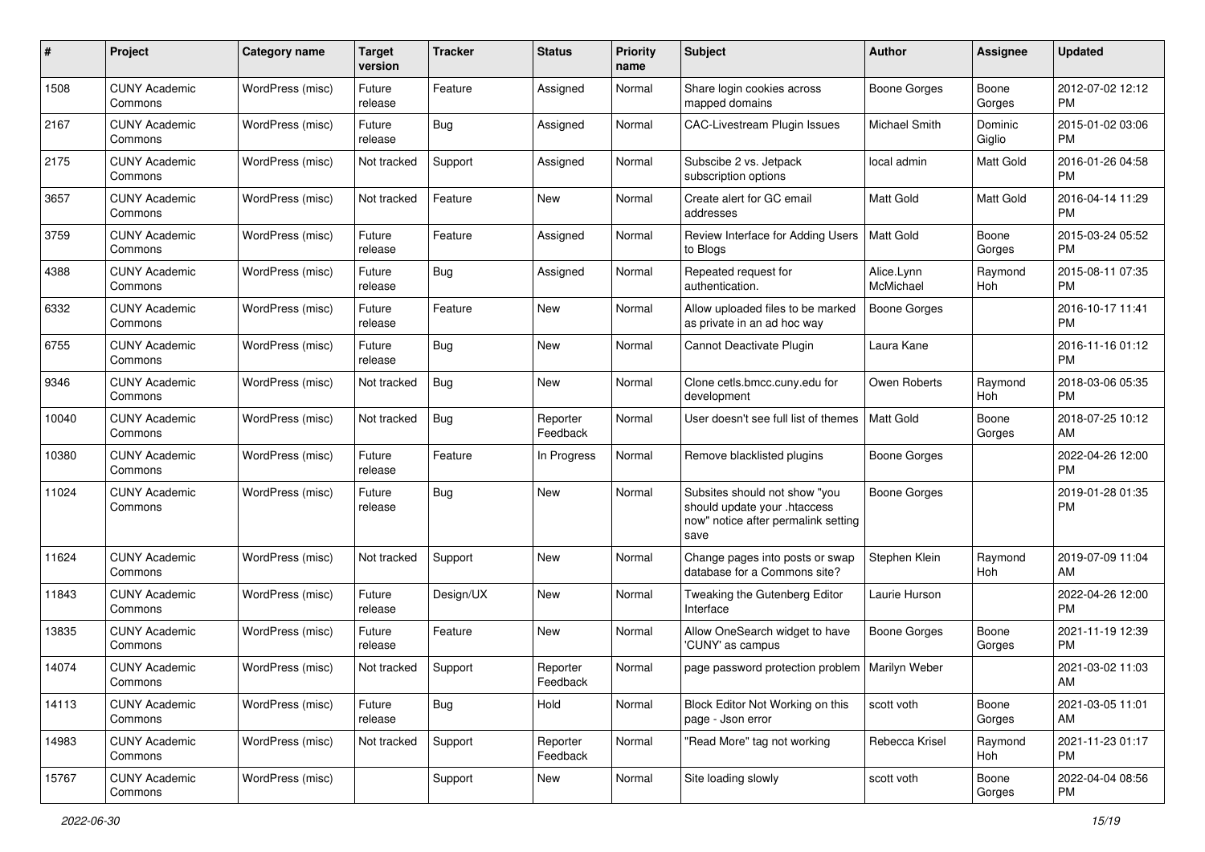| # | Project | Category name | Target version | Tracker | Status | Priority name | Subject | Author | Assignee | Updated |
|---|---|---|---|---|---|---|---|---|---|---|
| 1508 | CUNY Academic Commons | WordPress (misc) | Future release | Feature | Assigned | Normal | Share login cookies across mapped domains | Boone Gorges | Boone Gorges | 2012-07-02 12:12 PM |
| 2167 | CUNY Academic Commons | WordPress (misc) | Future release | Bug | Assigned | Normal | CAC-Livestream Plugin Issues | Michael Smith | Dominic Giglio | 2015-01-02 03:06 PM |
| 2175 | CUNY Academic Commons | WordPress (misc) | Not tracked | Support | Assigned | Normal | Subscibe 2 vs. Jetpack subscription options | local admin | Matt Gold | 2016-01-26 04:58 PM |
| 3657 | CUNY Academic Commons | WordPress (misc) | Not tracked | Feature | New | Normal | Create alert for GC email addresses | Matt Gold | Matt Gold | 2016-04-14 11:29 PM |
| 3759 | CUNY Academic Commons | WordPress (misc) | Future release | Feature | Assigned | Normal | Review Interface for Adding Users to Blogs | Matt Gold | Boone Gorges | 2015-03-24 05:52 PM |
| 4388 | CUNY Academic Commons | WordPress (misc) | Future release | Bug | Assigned | Normal | Repeated request for authentication. | Alice.Lynn McMichael | Raymond Hoh | 2015-08-11 07:35 PM |
| 6332 | CUNY Academic Commons | WordPress (misc) | Future release | Feature | New | Normal | Allow uploaded files to be marked as private in an ad hoc way | Boone Gorges | | 2016-10-17 11:41 PM |
| 6755 | CUNY Academic Commons | WordPress (misc) | Future release | Bug | New | Normal | Cannot Deactivate Plugin | Laura Kane | | 2016-11-16 01:12 PM |
| 9346 | CUNY Academic Commons | WordPress (misc) | Not tracked | Bug | New | Normal | Clone cetls.bmcc.cuny.edu for development | Owen Roberts | Raymond Hoh | 2018-03-06 05:35 PM |
| 10040 | CUNY Academic Commons | WordPress (misc) | Not tracked | Bug | Reporter Feedback | Normal | User doesn't see full list of themes | Matt Gold | Boone Gorges | 2018-07-25 10:12 AM |
| 10380 | CUNY Academic Commons | WordPress (misc) | Future release | Feature | In Progress | Normal | Remove blacklisted plugins | Boone Gorges | | 2022-04-26 12:00 PM |
| 11024 | CUNY Academic Commons | WordPress (misc) | Future release | Bug | New | Normal | Subsites should not show "you should update your .htaccess now" notice after permalink setting save | Boone Gorges | | 2019-01-28 01:35 PM |
| 11624 | CUNY Academic Commons | WordPress (misc) | Not tracked | Support | New | Normal | Change pages into posts or swap database for a Commons site? | Stephen Klein | Raymond Hoh | 2019-07-09 11:04 AM |
| 11843 | CUNY Academic Commons | WordPress (misc) | Future release | Design/UX | New | Normal | Tweaking the Gutenberg Editor Interface | Laurie Hurson | | 2022-04-26 12:00 PM |
| 13835 | CUNY Academic Commons | WordPress (misc) | Future release | Feature | New | Normal | Allow OneSearch widget to have 'CUNY' as campus | Boone Gorges | Boone Gorges | 2021-11-19 12:39 PM |
| 14074 | CUNY Academic Commons | WordPress (misc) | Not tracked | Support | Reporter Feedback | Normal | page password protection problem | Marilyn Weber | | 2021-03-02 11:03 AM |
| 14113 | CUNY Academic Commons | WordPress (misc) | Future release | Bug | Hold | Normal | Block Editor Not Working on this page - Json error | scott voth | Boone Gorges | 2021-03-05 11:01 AM |
| 14983 | CUNY Academic Commons | WordPress (misc) | Not tracked | Support | Reporter Feedback | Normal | "Read More" tag not working | Rebecca Krisel | Raymond Hoh | 2021-11-23 01:17 PM |
| 15767 | CUNY Academic Commons | WordPress (misc) | | Support | New | Normal | Site loading slowly | scott voth | Boone Gorges | 2022-04-04 08:56 PM |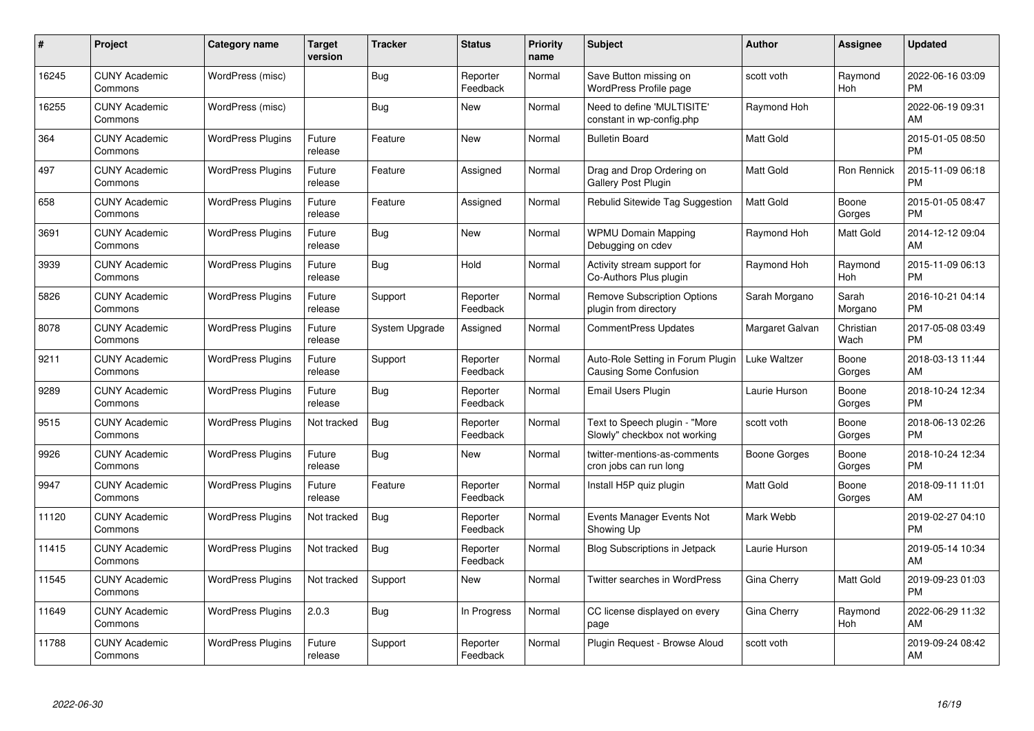| # | Project | Category name | Target version | Tracker | Status | Priority name | Subject | Author | Assignee | Updated |
|---|---|---|---|---|---|---|---|---|---|---|
| 16245 | CUNY Academic Commons | WordPress (misc) | | Bug | Reporter Feedback | Normal | Save Button missing on WordPress Profile page | scott voth | Raymond Hoh | 2022-06-16 03:09 PM |
| 16255 | CUNY Academic Commons | WordPress (misc) | | Bug | New | Normal | Need to define 'MULTISITE' constant in wp-config.php | Raymond Hoh | | 2022-06-19 09:31 AM |
| 364 | CUNY Academic Commons | WordPress Plugins | Future release | Feature | New | Normal | Bulletin Board | Matt Gold | | 2015-01-05 08:50 PM |
| 497 | CUNY Academic Commons | WordPress Plugins | Future release | Feature | Assigned | Normal | Drag and Drop Ordering on Gallery Post Plugin | Matt Gold | Ron Rennick | 2015-11-09 06:18 PM |
| 658 | CUNY Academic Commons | WordPress Plugins | Future release | Feature | Assigned | Normal | Rebulid Sitewide Tag Suggestion | Matt Gold | Boone Gorges | 2015-01-05 08:47 PM |
| 3691 | CUNY Academic Commons | WordPress Plugins | Future release | Bug | New | Normal | WPMU Domain Mapping Debugging on cdev | Raymond Hoh | Matt Gold | 2014-12-12 09:04 AM |
| 3939 | CUNY Academic Commons | WordPress Plugins | Future release | Bug | Hold | Normal | Activity stream support for Co-Authors Plus plugin | Raymond Hoh | Raymond Hoh | 2015-11-09 06:13 PM |
| 5826 | CUNY Academic Commons | WordPress Plugins | Future release | Support | Reporter Feedback | Normal | Remove Subscription Options plugin from directory | Sarah Morgano | Sarah Morgano | 2016-10-21 04:14 PM |
| 8078 | CUNY Academic Commons | WordPress Plugins | Future release | System Upgrade | Assigned | Normal | CommentPress Updates | Margaret Galvan | Christian Wach | 2017-05-08 03:49 PM |
| 9211 | CUNY Academic Commons | WordPress Plugins | Future release | Support | Reporter Feedback | Normal | Auto-Role Setting in Forum Plugin Causing Some Confusion | Luke Waltzer | Boone Gorges | 2018-03-13 11:44 AM |
| 9289 | CUNY Academic Commons | WordPress Plugins | Future release | Bug | Reporter Feedback | Normal | Email Users Plugin | Laurie Hurson | Boone Gorges | 2018-10-24 12:34 PM |
| 9515 | CUNY Academic Commons | WordPress Plugins | Not tracked | Bug | Reporter Feedback | Normal | Text to Speech plugin - "More Slowly" checkbox not working | scott voth | Boone Gorges | 2018-06-13 02:26 PM |
| 9926 | CUNY Academic Commons | WordPress Plugins | Future release | Bug | New | Normal | twitter-mentions-as-comments cron jobs can run long | Boone Gorges | Boone Gorges | 2018-10-24 12:34 PM |
| 9947 | CUNY Academic Commons | WordPress Plugins | Future release | Feature | Reporter Feedback | Normal | Install H5P quiz plugin | Matt Gold | Boone Gorges | 2018-09-11 11:01 AM |
| 11120 | CUNY Academic Commons | WordPress Plugins | Not tracked | Bug | Reporter Feedback | Normal | Events Manager Events Not Showing Up | Mark Webb | | 2019-02-27 04:10 PM |
| 11415 | CUNY Academic Commons | WordPress Plugins | Not tracked | Bug | Reporter Feedback | Normal | Blog Subscriptions in Jetpack | Laurie Hurson | | 2019-05-14 10:34 AM |
| 11545 | CUNY Academic Commons | WordPress Plugins | Not tracked | Support | New | Normal | Twitter searches in WordPress | Gina Cherry | Matt Gold | 2019-09-23 01:03 PM |
| 11649 | CUNY Academic Commons | WordPress Plugins | 2.0.3 | Bug | In Progress | Normal | CC license displayed on every page | Gina Cherry | Raymond Hoh | 2022-06-29 11:32 AM |
| 11788 | CUNY Academic Commons | WordPress Plugins | Future release | Support | Reporter Feedback | Normal | Plugin Request - Browse Aloud | scott voth | | 2019-09-24 08:42 AM |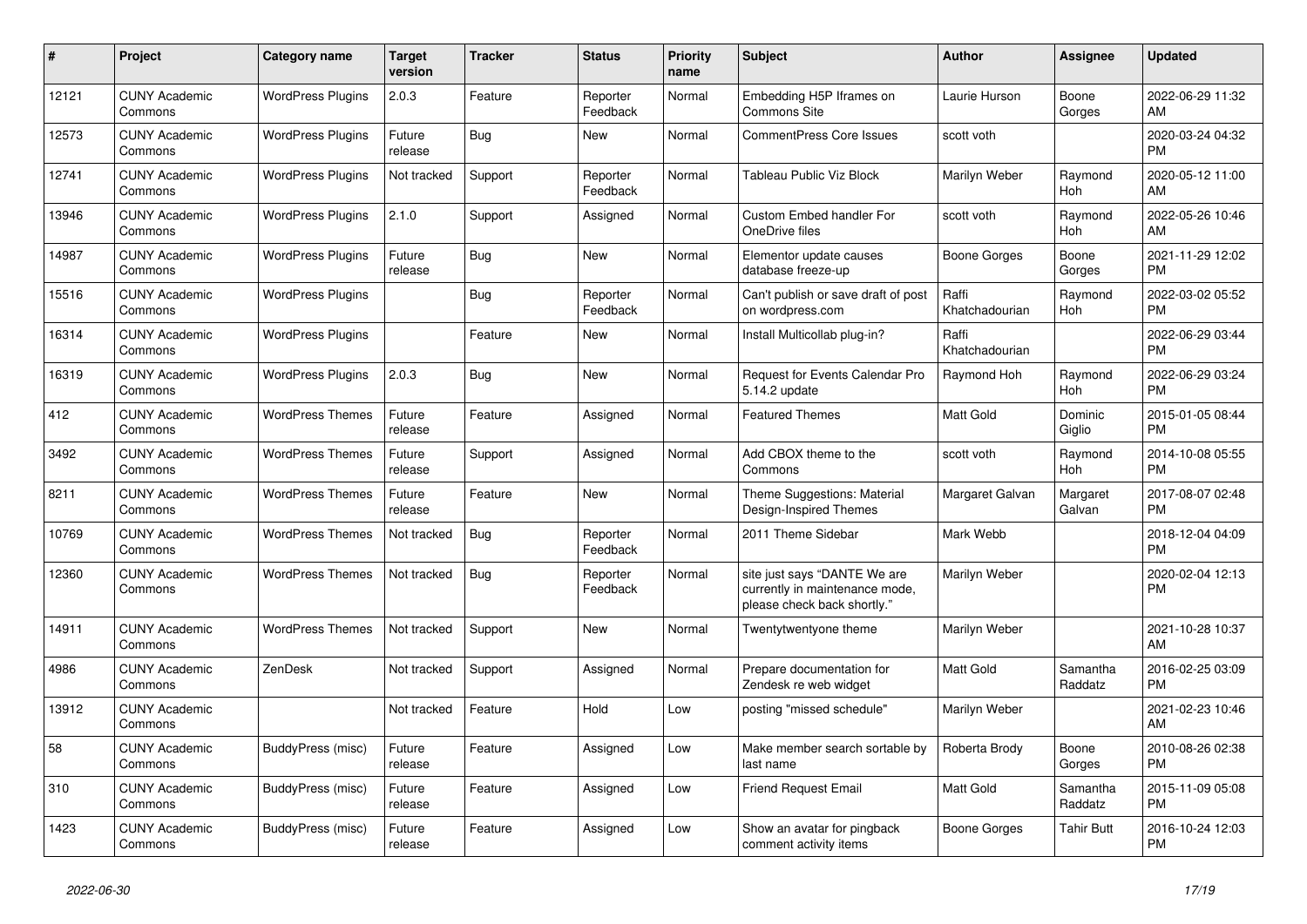| # | Project | Category name | Target version | Tracker | Status | Priority name | Subject | Author | Assignee | Updated |
|---|---|---|---|---|---|---|---|---|---|---|
| 12121 | CUNY Academic Commons | WordPress Plugins | 2.0.3 | Feature | Reporter Feedback | Normal | Embedding H5P Iframes on Commons Site | Laurie Hurson | Boone Gorges | 2022-06-29 11:32 AM |
| 12573 | CUNY Academic Commons | WordPress Plugins | Future release | Bug | New | Normal | CommentPress Core Issues | scott voth | | 2020-03-24 04:32 PM |
| 12741 | CUNY Academic Commons | WordPress Plugins | Not tracked | Support | Reporter Feedback | Normal | Tableau Public Viz Block | Marilyn Weber | Raymond Hoh | 2020-05-12 11:00 AM |
| 13946 | CUNY Academic Commons | WordPress Plugins | 2.1.0 | Support | Assigned | Normal | Custom Embed handler For OneDrive files | scott voth | Raymond Hoh | 2022-05-26 10:46 AM |
| 14987 | CUNY Academic Commons | WordPress Plugins | Future release | Bug | New | Normal | Elementor update causes database freeze-up | Boone Gorges | Boone Gorges | 2021-11-29 12:02 PM |
| 15516 | CUNY Academic Commons | WordPress Plugins | | Bug | Reporter Feedback | Normal | Can't publish or save draft of post on wordpress.com | Raffi Khatchadourian | Raymond Hoh | 2022-03-02 05:52 PM |
| 16314 | CUNY Academic Commons | WordPress Plugins | | Feature | New | Normal | Install Multicollab plug-in? | Raffi Khatchadourian | | 2022-06-29 03:44 PM |
| 16319 | CUNY Academic Commons | WordPress Plugins | 2.0.3 | Bug | New | Normal | Request for Events Calendar Pro 5.14.2 update | Raymond Hoh | Raymond Hoh | 2022-06-29 03:24 PM |
| 412 | CUNY Academic Commons | WordPress Themes | Future release | Feature | Assigned | Normal | Featured Themes | Matt Gold | Dominic Giglio | 2015-01-05 08:44 PM |
| 3492 | CUNY Academic Commons | WordPress Themes | Future release | Support | Assigned | Normal | Add CBOX theme to the Commons | scott voth | Raymond Hoh | 2014-10-08 05:55 PM |
| 8211 | CUNY Academic Commons | WordPress Themes | Future release | Feature | New | Normal | Theme Suggestions: Material Design-Inspired Themes | Margaret Galvan | Margaret Galvan | 2017-08-07 02:48 PM |
| 10769 | CUNY Academic Commons | WordPress Themes | Not tracked | Bug | Reporter Feedback | Normal | 2011 Theme Sidebar | Mark Webb | | 2018-12-04 04:09 PM |
| 12360 | CUNY Academic Commons | WordPress Themes | Not tracked | Bug | Reporter Feedback | Normal | site just says "DANTE We are currently in maintenance mode, please check back shortly." | Marilyn Weber | | 2020-02-04 12:13 PM |
| 14911 | CUNY Academic Commons | WordPress Themes | Not tracked | Support | New | Normal | Twentytwentyone theme | Marilyn Weber | | 2021-10-28 10:37 AM |
| 4986 | CUNY Academic Commons | ZenDesk | Not tracked | Support | Assigned | Normal | Prepare documentation for Zendesk re web widget | Matt Gold | Samantha Raddatz | 2016-02-25 03:09 PM |
| 13912 | CUNY Academic Commons | | Not tracked | Feature | Hold | Low | posting "missed schedule" | Marilyn Weber | | 2021-02-23 10:46 AM |
| 58 | CUNY Academic Commons | BuddyPress (misc) | Future release | Feature | Assigned | Low | Make member search sortable by last name | Roberta Brody | Boone Gorges | 2010-08-26 02:38 PM |
| 310 | CUNY Academic Commons | BuddyPress (misc) | Future release | Feature | Assigned | Low | Friend Request Email | Matt Gold | Samantha Raddatz | 2015-11-09 05:08 PM |
| 1423 | CUNY Academic Commons | BuddyPress (misc) | Future release | Feature | Assigned | Low | Show an avatar for pingback comment activity items | Boone Gorges | Tahir Butt | 2016-10-24 12:03 PM |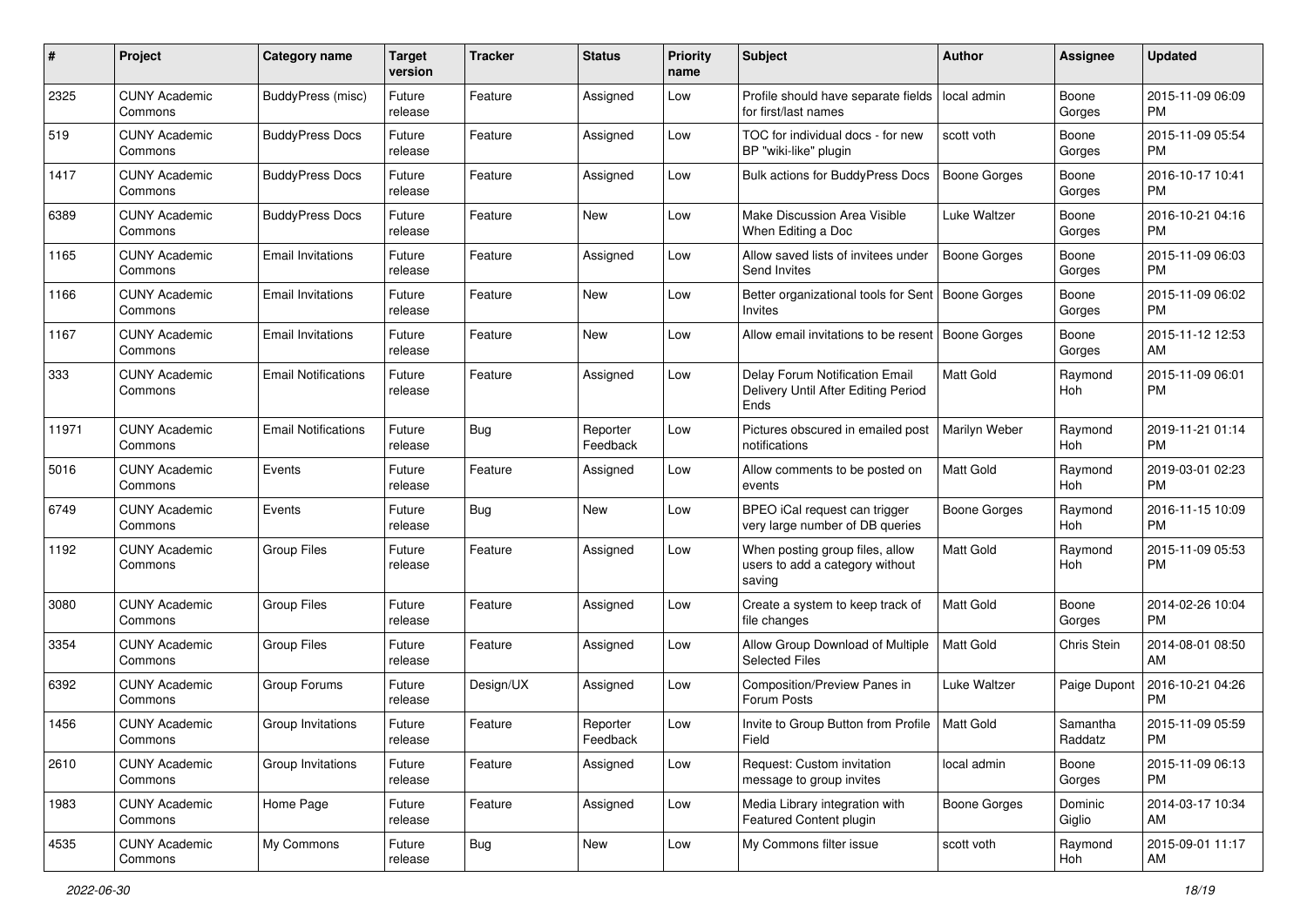| # | Project | Category name | Target version | Tracker | Status | Priority name | Subject | Author | Assignee | Updated |
|---|---|---|---|---|---|---|---|---|---|---|
| 2325 | CUNY Academic Commons | BuddyPress (misc) | Future release | Feature | Assigned | Low | Profile should have separate fields for first/last names | local admin | Boone Gorges | 2015-11-09 06:09 PM |
| 519 | CUNY Academic Commons | BuddyPress Docs | Future release | Feature | Assigned | Low | TOC for individual docs - for new BP "wiki-like" plugin | scott voth | Boone Gorges | 2015-11-09 05:54 PM |
| 1417 | CUNY Academic Commons | BuddyPress Docs | Future release | Feature | Assigned | Low | Bulk actions for BuddyPress Docs | Boone Gorges | Boone Gorges | 2016-10-17 10:41 PM |
| 6389 | CUNY Academic Commons | BuddyPress Docs | Future release | Feature | New | Low | Make Discussion Area Visible When Editing a Doc | Luke Waltzer | Boone Gorges | 2016-10-21 04:16 PM |
| 1165 | CUNY Academic Commons | Email Invitations | Future release | Feature | Assigned | Low | Allow saved lists of invitees under Send Invites | Boone Gorges | Boone Gorges | 2015-11-09 06:03 PM |
| 1166 | CUNY Academic Commons | Email Invitations | Future release | Feature | New | Low | Better organizational tools for Sent Invites | Boone Gorges | Boone Gorges | 2015-11-09 06:02 PM |
| 1167 | CUNY Academic Commons | Email Invitations | Future release | Feature | New | Low | Allow email invitations to be resent | Boone Gorges | Boone Gorges | 2015-11-12 12:53 AM |
| 333 | CUNY Academic Commons | Email Notifications | Future release | Feature | Assigned | Low | Delay Forum Notification Email Delivery Until After Editing Period Ends | Matt Gold | Raymond Hoh | 2015-11-09 06:01 PM |
| 11971 | CUNY Academic Commons | Email Notifications | Future release | Bug | Reporter Feedback | Low | Pictures obscured in emailed post notifications | Marilyn Weber | Raymond Hoh | 2019-11-21 01:14 PM |
| 5016 | CUNY Academic Commons | Events | Future release | Feature | Assigned | Low | Allow comments to be posted on events | Matt Gold | Raymond Hoh | 2019-03-01 02:23 PM |
| 6749 | CUNY Academic Commons | Events | Future release | Bug | New | Low | BPEO iCal request can trigger very large number of DB queries | Boone Gorges | Raymond Hoh | 2016-11-15 10:09 PM |
| 1192 | CUNY Academic Commons | Group Files | Future release | Feature | Assigned | Low | When posting group files, allow users to add a category without saving | Matt Gold | Raymond Hoh | 2015-11-09 05:53 PM |
| 3080 | CUNY Academic Commons | Group Files | Future release | Feature | Assigned | Low | Create a system to keep track of file changes | Matt Gold | Boone Gorges | 2014-02-26 10:04 PM |
| 3354 | CUNY Academic Commons | Group Files | Future release | Feature | Assigned | Low | Allow Group Download of Multiple Selected Files | Matt Gold | Chris Stein | 2014-08-01 08:50 AM |
| 6392 | CUNY Academic Commons | Group Forums | Future release | Design/UX | Assigned | Low | Composition/Preview Panes in Forum Posts | Luke Waltzer | Paige Dupont | 2016-10-21 04:26 PM |
| 1456 | CUNY Academic Commons | Group Invitations | Future release | Feature | Reporter Feedback | Low | Invite to Group Button from Profile Field | Matt Gold | Samantha Raddatz | 2015-11-09 05:59 PM |
| 2610 | CUNY Academic Commons | Group Invitations | Future release | Feature | Assigned | Low | Request: Custom invitation message to group invites | local admin | Boone Gorges | 2015-11-09 06:13 PM |
| 1983 | CUNY Academic Commons | Home Page | Future release | Feature | Assigned | Low | Media Library integration with Featured Content plugin | Boone Gorges | Dominic Giglio | 2014-03-17 10:34 AM |
| 4535 | CUNY Academic Commons | My Commons | Future release | Bug | New | Low | My Commons filter issue | scott voth | Raymond Hoh | 2015-09-01 11:17 AM |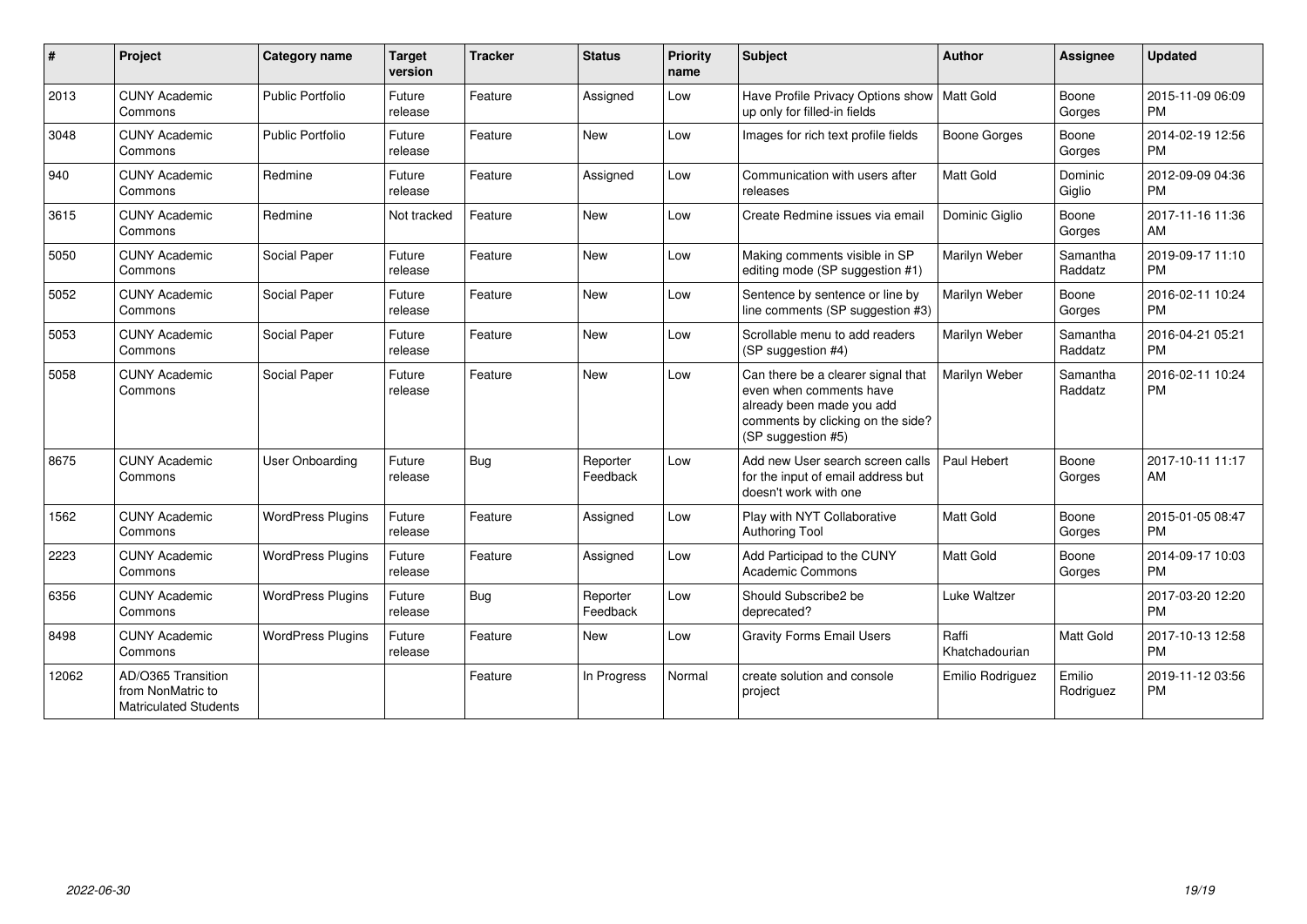| # | Project | Category name | Target version | Tracker | Status | Priority name | Subject | Author | Assignee | Updated |
|---|---|---|---|---|---|---|---|---|---|---|
| 2013 | CUNY Academic Commons | Public Portfolio | Future release | Feature | Assigned | Low | Have Profile Privacy Options show up only for filled-in fields | Matt Gold | Boone Gorges | 2015-11-09 06:09 PM |
| 3048 | CUNY Academic Commons | Public Portfolio | Future release | Feature | New | Low | Images for rich text profile fields | Boone Gorges | Boone Gorges | 2014-02-19 12:56 PM |
| 940 | CUNY Academic Commons | Redmine | Future release | Feature | Assigned | Low | Communication with users after releases | Matt Gold | Dominic Giglio | 2012-09-09 04:36 PM |
| 3615 | CUNY Academic Commons | Redmine | Not tracked | Feature | New | Low | Create Redmine issues via email | Dominic Giglio | Boone Gorges | 2017-11-16 11:36 AM |
| 5050 | CUNY Academic Commons | Social Paper | Future release | Feature | New | Low | Making comments visible in SP editing mode (SP suggestion #1) | Marilyn Weber | Samantha Raddatz | 2019-09-17 11:10 PM |
| 5052 | CUNY Academic Commons | Social Paper | Future release | Feature | New | Low | Sentence by sentence or line by line comments (SP suggestion #3) | Marilyn Weber | Boone Gorges | 2016-02-11 10:24 PM |
| 5053 | CUNY Academic Commons | Social Paper | Future release | Feature | New | Low | Scrollable menu to add readers (SP suggestion #4) | Marilyn Weber | Samantha Raddatz | 2016-04-21 05:21 PM |
| 5058 | CUNY Academic Commons | Social Paper | Future release | Feature | New | Low | Can there be a clearer signal that even when comments have already been made you add comments by clicking on the side? (SP suggestion #5) | Marilyn Weber | Samantha Raddatz | 2016-02-11 10:24 PM |
| 8675 | CUNY Academic Commons | User Onboarding | Future release | Bug | Reporter Feedback | Low | Add new User search screen calls for the input of email address but doesn't work with one | Paul Hebert | Boone Gorges | 2017-10-11 11:17 AM |
| 1562 | CUNY Academic Commons | WordPress Plugins | Future release | Feature | Assigned | Low | Play with NYT Collaborative Authoring Tool | Matt Gold | Boone Gorges | 2015-01-05 08:47 PM |
| 2223 | CUNY Academic Commons | WordPress Plugins | Future release | Feature | Assigned | Low | Add Participad to the CUNY Academic Commons | Matt Gold | Boone Gorges | 2014-09-17 10:03 PM |
| 6356 | CUNY Academic Commons | WordPress Plugins | Future release | Bug | Reporter Feedback | Low | Should Subscribe2 be deprecated? | Luke Waltzer | | 2017-03-20 12:20 PM |
| 8498 | CUNY Academic Commons | WordPress Plugins | Future release | Feature | New | Low | Gravity Forms Email Users | Raffi Khatchadourian | Matt Gold | 2017-10-13 12:58 PM |
| 12062 | AD/O365 Transition from NonMatric to Matriculated Students | | | Feature | In Progress | Normal | create solution and console project | Emilio Rodriguez | Emilio Rodriguez | 2019-11-12 03:56 PM |